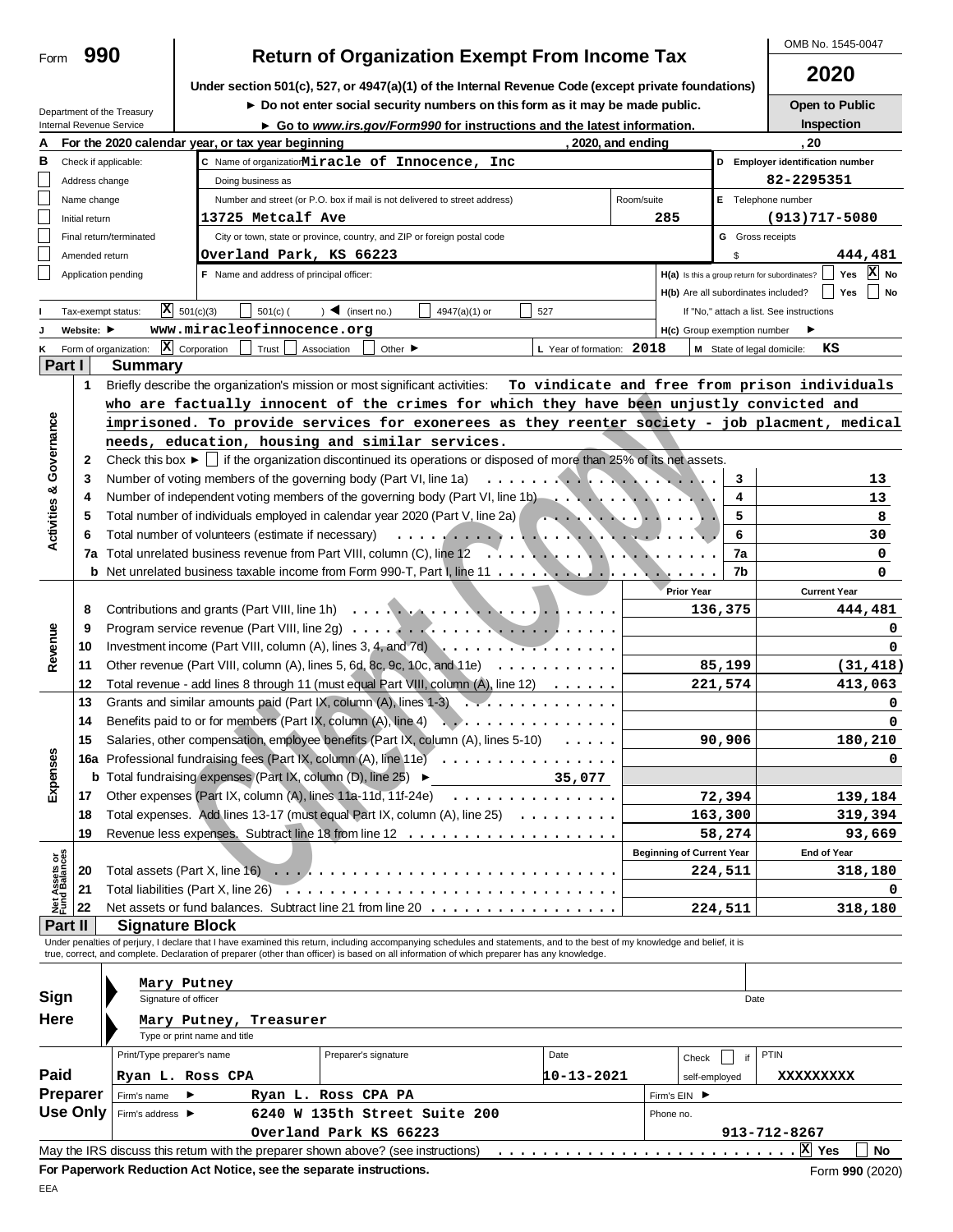Form **990**

# Return of Organization Exempt From Income Tax

**Under section 501(c), 527, or 4947(a)(1) of the Internal Revenue Code (except private foundations)**

► Do not enter social security numbers on this form as it may be made public.

► Go to *www.irs.gov/Form990* for instructions and the latest information.

Department of the Treasury
Internal Revenue Service

OMB No. 1545-0047

**2020**

**Open to Public Inspection**

**A** For the 2020 calendar year, or tax year beginning , 2020, and ending , 20

**B** Check if applicable:
- [ ] Address change
- [ ] Name change
- [ ] Initial return
- [ ] Final return/terminated
- [ ] Amended return
- [ ] Application pending

**C** Name of organization: Miracle of Innocence, Inc

Doing business as

Number and street (or P.O. box if mail is not delivered to street address): 13725 Metcalf Ave — Room/suite: 285

City or town, state or province, country, and ZIP or foreign postal code: Overland Park, KS 66223

**D** Employer identification number: 82-2295351

**E** Telephone number: (913)717-5080

**G** Gross receipts $ 444,481

**F** Name and address of principal officer:

**H(a)** Is this a group return for subordinates? [ ] Yes [X] No

**H(b)** Are all subordinates included? [ ] Yes [ ] No

If "No," attach a list. See instructions

**I** Tax-exempt status: [X] 501(c)(3) [ ] 501(c) ( ) ◄ (insert no.) [ ] 4947(a)(1) or [ ] 527

**J** Website: ► www.miracleofinnocence.org

**H(c)** Group exemption number ►

**K** Form of organization: [X] Corporation [ ] Trust [ ] Association [ ] Other ►

**L** Year of formation: 2018

**M** State of legal domicile: KS

## Part I Summary

### Activities & Governance

1 Briefly describe the organization's mission or most significant activities: To vindicate and free from prison individuals who are factually innocent of the crimes for which they have been unjustly convicted and imprisoned. To provide services for exonerees as they reenter society - job placment, medical needs, education, housing and similar services.

2 Check this box ► [ ] if the organization discontinued its operations or disposed of more than 25% of its net assets.

| | | | |
|---|---|---|---|
| 3 | Number of voting members of the governing body (Part VI, line 1a) | 3 | 13 |
| 4 | Number of independent voting members of the governing body (Part VI, line 1b) | 4 | 13 |
| 5 | Total number of individuals employed in calendar year 2020 (Part V, line 2a) | 5 | 8 |
| 6 | Total number of volunteers (estimate if necessary) | 6 | 30 |
| 7a | Total unrelated business revenue from Part VIII, column (C), line 12 | 7a | 0 |
| b | Net unrelated business taxable income from Form 990-T, Part I, line 11 | 7b | 0 |

### Revenue / Expenses

| | | Prior Year | Current Year |
|---|---|---|---|
| 8 | Contributions and grants (Part VIII, line 1h) | 136,375 | 444,481 |
| 9 | Program service revenue (Part VIII, line 2g) | | 0 |
| 10 | Investment income (Part VIII, column (A), lines 3, 4, and 7d) | | 0 |
| 11 | Other revenue (Part VIII, column (A), lines 5, 6d, 8c, 9c, 10c, and 11e) | 85,199 | (31,418) |
| 12 | Total revenue - add lines 8 through 11 (must equal Part VIII, column (A), line 12) | 221,574 | 413,063 |
| 13 | Grants and similar amounts paid (Part IX, column (A), lines 1-3) | | 0 |
| 14 | Benefits paid to or for members (Part IX, column (A), line 4) | | 0 |
| 15 | Salaries, other compensation, employee benefits (Part IX, column (A), lines 5-10) | 90,906 | 180,210 |
| 16a | Professional fundraising fees (Part IX, column (A), line 11e) | | 0 |
| b | Total fundraising expenses (Part IX, column (D), line 25) ► 35,077 | | |
| 17 | Other expenses (Part IX, column (A), lines 11a-11d, 11f-24e) | 72,394 | 139,184 |
| 18 | Total expenses. Add lines 13-17 (must equal Part IX, column (A), line 25) | 163,300 | 319,394 |
| 19 | Revenue less expenses. Subtract line 18 from line 12 | 58,274 | 93,669 |

### Net Assets or Fund Balances

| | | Beginning of Current Year | End of Year |
|---|---|---|---|
| 20 | Total assets (Part X, line 16) | 224,511 | 318,180 |
| 21 | Total liabilities (Part X, line 26) | | 0 |
| 22 | Net assets or fund balances. Subtract line 21 from line 20 | 224,511 | 318,180 |

## Part II Signature Block

Under penalties of perjury, I declare that I have examined this return, including accompanying schedules and statements, and to the best of my knowledge and belief, it is true, correct, and complete. Declaration of preparer (other than officer) is based on all information of which preparer has any knowledge.

**Sign Here**

Mary Putney
Signature of officer — Date

Mary Putney, Treasurer
Type or print name and title

**Paid Preparer Use Only**

| Print/Type preparer's name | Preparer's signature | Date | Check [ ] if self-employed | PTIN |
|---|---|---|---|---|
| Ryan L. Ross CPA | | 10-13-2021 | | XXXXXXXXX |

Firm's name ► Ryan L. Ross CPA PA — Firm's EIN ►

Firm's address ► 6240 W 135th Street Suite 200, Overland Park KS 66223 — Phone no. 913-712-8267

May the IRS discuss this return with the preparer shown above? (see instructions) [X] Yes [ ] No

**For Paperwork Reduction Act Notice, see the separate instructions.** Form **990** (2020)

EEA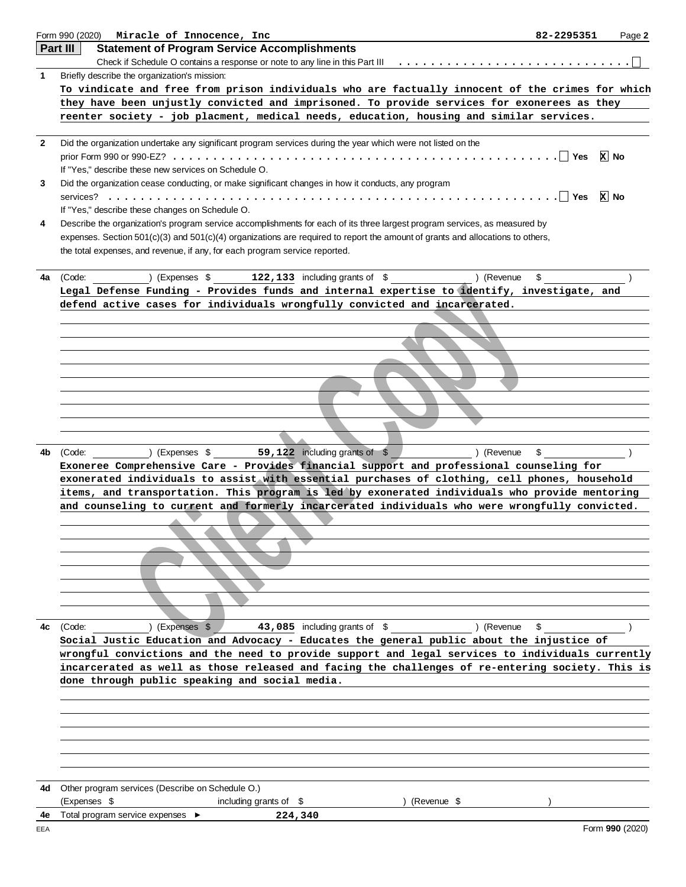Form 990 (2020) **Miracle of Innocence, Inc** **82-2295351** Page **2**

## Part III — Statement of Program Service Accomplishments

Check if Schedule O contains a response or note to any line in this Part III . . . . . . . . . . . . . . . . . . . . . . . . . . . . ☐

**1** Briefly describe the organization's mission:

To vindicate and free from prison individuals who are factually innocent of the crimes for which they have been unjustly convicted and imprisoned. To provide services for exonerees as they reenter society - job placment, medical needs, education, housing and similar services.

**2** Did the organization undertake any significant program services during the year which were not listed on the prior Form 990 or 990-EZ? . . . . . . . . . . . . . . . . . . . . . . . . . . . . . . . . . . . . . . . . ☐ Yes ☒ No

If "Yes," describe these new services on Schedule O.

**3** Did the organization cease conducting, or make significant changes in how it conducts, any program services? . . . . . . . . . . . . . . . . . . . . . . . . . . . . . . . . . . . . . . . . . . . . . . . . . . . . ☐ Yes ☒ No

If "Yes," describe these changes on Schedule O.

**4** Describe the organization's program service accomplishments for each of its three largest program services, as measured by expenses. Section 501(c)(3) and 501(c)(4) organizations are required to report the amount of grants and allocations to others, the total expenses, and revenue, if any, for each program service reported.

**4a** (Code: ) (Expenses $ **122,133** including grants of $ ) (Revenue $ )

Legal Defense Funding - Provides funds and internal expertise to identify, investigate, and defend active cases for individuals wrongfully convicted and incarcerated.

**4b** (Code: ) (Expenses $ **59,122** including grants of $ ) (Revenue $ )

Exoneree Comprehensive Care - Provides financial support and professional counseling for exonerated individuals to assist with essential purchases of clothing, cell phones, household items, and transportation. This program is led by exonerated individuals who provide mentoring and counseling to current and formerly incarcerated individuals who were wrongfully convicted.

**4c** (Code: ) (Expenses $ **43,085** including grants of $ ) (Revenue $ )

Social Justice Education and Advocacy - Educates the general public about the injustice of wrongful convictions and the need to provide support and legal services to individuals currently incarcerated as well as those released and facing the challenges of re-entering society. This is done through public speaking and social media.

**4d** Other program services (Describe on Schedule O.)

(Expenses $ including grants of $ ) (Revenue $ )

**4e** Total program service expenses ► **224,340**

EEA Form **990** (2020)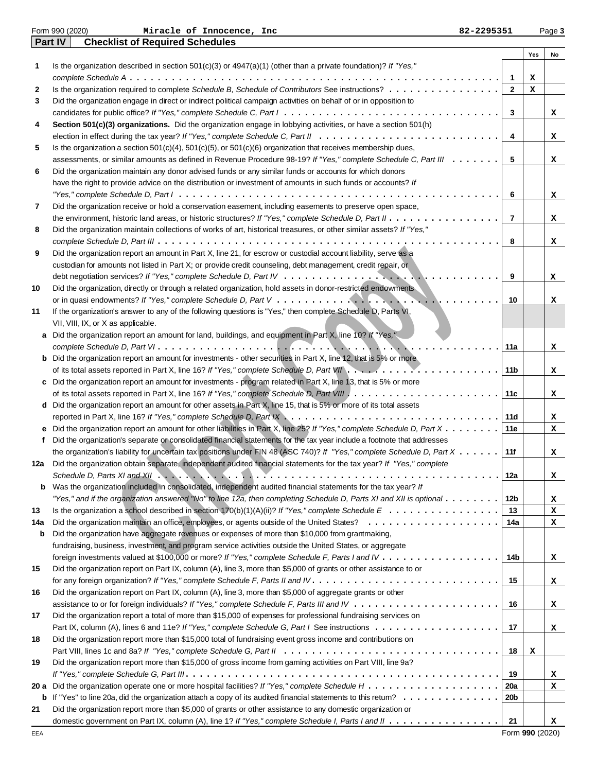Form 990 (2020) **Miracle of Innocence, Inc** 82-2295351

## Part IV Checklist of Required Schedules

| | | | Yes | No |
|---|---|---|---|---|
| 1 | Is the organization described in section 501(c)(3) or 4947(a)(1) (other than a private foundation)? *If "Yes," complete Schedule A* | 1 | X | |
| 2 | Is the organization required to complete *Schedule B, Schedule of Contributors* See instructions? | 2 | X | |
| 3 | Did the organization engage in direct or indirect political campaign activities on behalf of or in opposition to candidates for public office? *If "Yes," complete Schedule C, Part I* | 3 | | X |
| 4 | **Section 501(c)(3) organizations.** Did the organization engage in lobbying activities, or have a section 501(h) election in effect during the tax year? *If "Yes," complete Schedule C, Part II* | 4 | | X |
| 5 | Is the organization a section 501(c)(4), 501(c)(5), or 501(c)(6) organization that receives membership dues, assessments, or similar amounts as defined in Revenue Procedure 98-19? *If "Yes," complete Schedule C, Part III* | 5 | | X |
| 6 | Did the organization maintain any donor advised funds or any similar funds or accounts for which donors have the right to provide advice on the distribution or investment of amounts in such funds or accounts? *If "Yes," complete Schedule D, Part I* | 6 | | X |
| 7 | Did the organization receive or hold a conservation easement, including easements to preserve open space, the environment, historic land areas, or historic structures? *If "Yes," complete Schedule D, Part II* | 7 | | X |
| 8 | Did the organization maintain collections of works of art, historical treasures, or other similar assets? *If "Yes," complete Schedule D, Part III* | 8 | | X |
| 9 | Did the organization report an amount in Part X, line 21, for escrow or custodial account liability, serve as a custodian for amounts not listed in Part X; or provide credit counseling, debt management, credit repair, or debt negotiation services? *If "Yes," complete Schedule D, Part IV* | 9 | | X |
| 10 | Did the organization, directly or through a related organization, hold assets in donor-restricted endowments or in quasi endowments? *If "Yes," complete Schedule D, Part V* | 10 | | X |
| 11 | If the organization's answer to any of the following questions is "Yes," then complete Schedule D, Parts VI, VII, VIII, IX, or X as applicable. | | | |
| a | Did the organization report an amount for land, buildings, and equipment in Part X, line 10? *If "Yes," complete Schedule D, Part VI* | 11a | | X |
| b | Did the organization report an amount for investments - other securities in Part X, line 12, that is 5% or more of its total assets reported in Part X, line 16? *If "Yes," complete Schedule D, Part VII* | 11b | | X |
| c | Did the organization report an amount for investments - program related in Part X, line 13, that is 5% or more of its total assets reported in Part X, line 16? *If "Yes," complete Schedule D, Part VIII* | 11c | | X |
| d | Did the organization report an amount for other assets in Part X, line 15, that is 5% or more of its total assets reported in Part X, line 16? *If "Yes," complete Schedule D, Part IX* | 11d | | X |
| e | Did the organization report an amount for other liabilities in Part X, line 25? *If "Yes," complete Schedule D, Part X* | 11e | | X |
| f | Did the organization's separate or consolidated financial statements for the tax year include a footnote that addresses the organization's liability for uncertain tax positions under FIN 48 (ASC 740)? *If "Yes," complete Schedule D, Part X* | 11f | | X |
| 12a | Did the organization obtain separate, independent audited financial statements for the tax year? *If "Yes," complete Schedule D, Parts XI and XII* | 12a | | X |
| b | Was the organization included in consolidated, independent audited financial statements for the tax year? *If "Yes," and if the organization answered "No" to line 12a, then completing Schedule D, Parts XI and XII is optional* | 12b | | X |
| 13 | Is the organization a school described in section 170(b)(1)(A)(ii)? *If "Yes," complete Schedule E* | 13 | | X |
| 14a | Did the organization maintain an office, employees, or agents outside of the United States? | 14a | | X |
| b | Did the organization have aggregate revenues or expenses of more than $10,000 from grantmaking, fundraising, business, investment, and program service activities outside the United States, or aggregate foreign investments valued at $100,000 or more? *If "Yes," complete Schedule F, Parts I and IV* | 14b | | X |
| 15 | Did the organization report on Part IX, column (A), line 3, more than $5,000 of grants or other assistance to or for any foreign organization? *If "Yes," complete Schedule F, Parts II and IV* | 15 | | X |
| 16 | Did the organization report on Part IX, column (A), line 3, more than $5,000 of aggregate grants or other assistance to or for foreign individuals? *If "Yes," complete Schedule F, Parts III and IV* | 16 | | X |
| 17 | Did the organization report a total of more than $15,000 of expenses for professional fundraising services on Part IX, column (A), lines 6 and 11e? *If "Yes," complete Schedule G, Part I* See instructions | 17 | | X |
| 18 | Did the organization report more than $15,000 total of fundraising event gross income and contributions on Part VIII, lines 1c and 8a? *If "Yes," complete Schedule G, Part II* | 18 | X | |
| 19 | Did the organization report more than $15,000 of gross income from gaming activities on Part VIII, line 9a? *If "Yes," complete Schedule G, Part III* | 19 | | X |
| 20 a | Did the organization operate one or more hospital facilities? *If "Yes," complete Schedule H* | 20a | | X |
| b | If "Yes" to line 20a, did the organization attach a copy of its audited financial statements to this return? | 20b | | |
| 21 | Did the organization report more than $5,000 of grants or other assistance to any domestic organization or domestic government on Part IX, column (A), line 1? *If "Yes," complete Schedule I, Parts I and II* | 21 | | X |

EEA Form **990** (2020)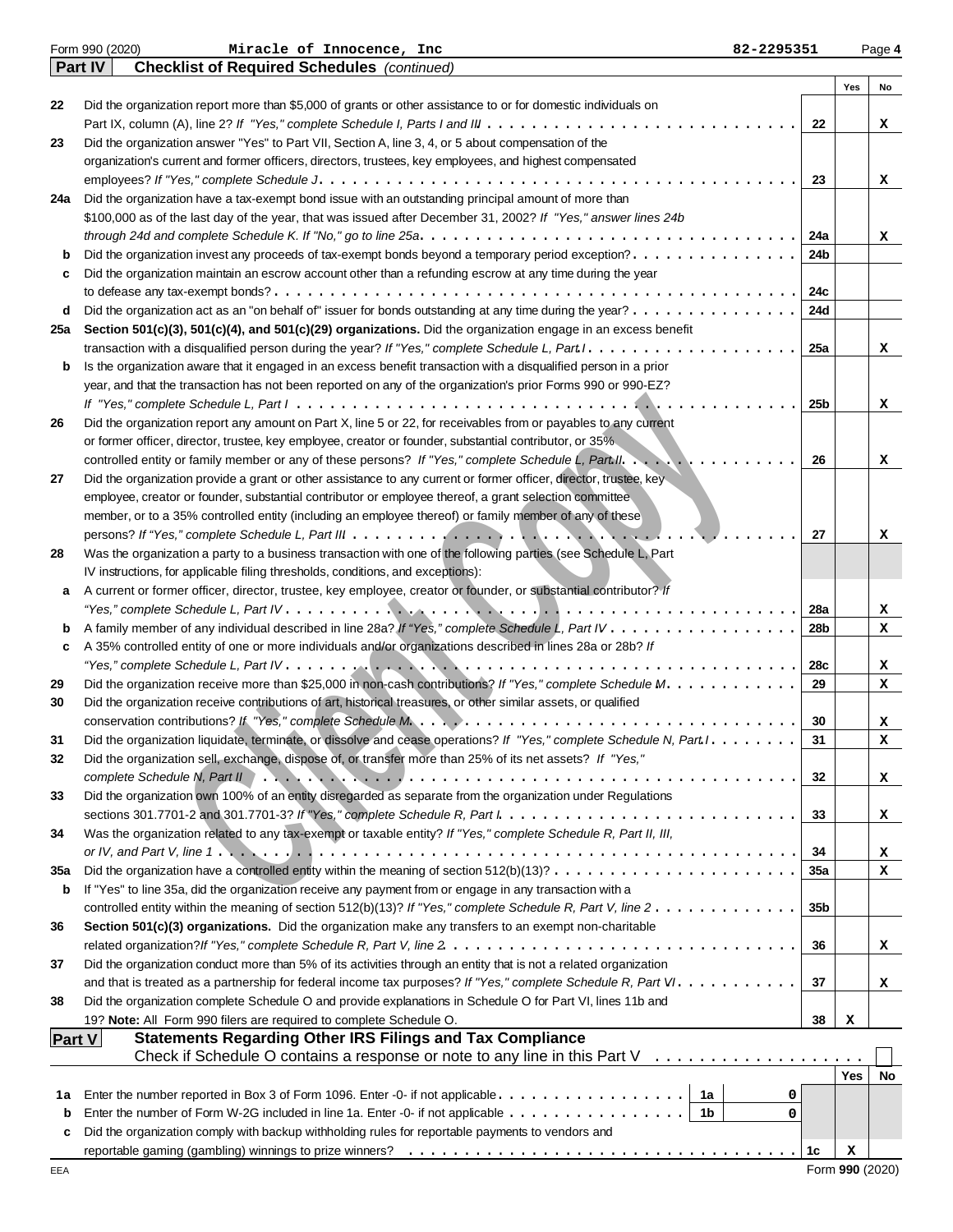Form 990 (2020) **Miracle of Innocence, Inc** 82-2295351

## Part IV Checklist of Required Schedules *(continued)*

| | | | Yes | No |
|---|---|---|---|---|
| **22** | Did the organization report more than $5,000 of grants or other assistance to or for domestic individuals on Part IX, column (A), line 2? *If "Yes," complete Schedule I, Parts I and III* | 22 | | X |
| **23** | Did the organization answer "Yes" to Part VII, Section A, line 3, 4, or 5 about compensation of the organization's current and former officers, directors, trustees, key employees, and highest compensated employees? *If "Yes," complete Schedule J* | 23 | | X |
| **24a** | Did the organization have a tax-exempt bond issue with an outstanding principal amount of more than $100,000 as of the last day of the year, that was issued after December 31, 2002? *If "Yes," answer lines 24b through 24d and complete Schedule K. If "No," go to line 25a* | 24a | | X |
| **b** | Did the organization invest any proceeds of tax-exempt bonds beyond a temporary period exception? | 24b | | |
| **c** | Did the organization maintain an escrow account other than a refunding escrow at any time during the year to defease any tax-exempt bonds? | 24c | | |
| **d** | Did the organization act as an "on behalf of" issuer for bonds outstanding at any time during the year? | 24d | | |
| **25a** | **Section 501(c)(3), 501(c)(4), and 501(c)(29) organizations.** Did the organization engage in an excess benefit transaction with a disqualified person during the year? *If "Yes," complete Schedule L, Part I* | 25a | | X |
| **b** | Is the organization aware that it engaged in an excess benefit transaction with a disqualified person in a prior year, and that the transaction has not been reported on any of the organization's prior Forms 990 or 990-EZ? *If "Yes," complete Schedule L, Part I* | 25b | | X |
| **26** | Did the organization report any amount on Part X, line 5 or 22, for receivables from or payables to any current or former officer, director, trustee, key employee, creator or founder, substantial contributor, or 35% controlled entity or family member of any of these persons? *If "Yes," complete Schedule L, Part II* | 26 | | X |
| **27** | Did the organization provide a grant or other assistance to any current or former officer, director, trustee, key employee, creator or founder, substantial contributor or employee thereof, a grant selection committee member, or to a 35% controlled entity (including an employee thereof) or family member of any of these persons? *If "Yes," complete Schedule L, Part III* | 27 | | X |
| **28** | Was the organization a party to a business transaction with one of the following parties (see Schedule L, Part IV instructions, for applicable filing thresholds, conditions, and exceptions): | | | |
| **a** | A current or former officer, director, trustee, key employee, creator or founder, or substantial contributor? *If "Yes," complete Schedule L, Part IV* | 28a | | X |
| **b** | A family member of any individual described in line 28a? *If "Yes," complete Schedule L, Part IV* | 28b | | X |
| **c** | A 35% controlled entity of one or more individuals and/or organizations described in lines 28a or 28b? *If "Yes," complete Schedule L, Part IV* | 28c | | X |
| **29** | Did the organization receive more than $25,000 in non-cash contributions? *If "Yes," complete Schedule M* | 29 | | X |
| **30** | Did the organization receive contributions of art, historical treasures, or other similar assets, or qualified conservation contributions? *If "Yes," complete Schedule M* | 30 | | X |
| **31** | Did the organization liquidate, terminate, or dissolve and cease operations? *If "Yes," complete Schedule N, Part I* | 31 | | X |
| **32** | Did the organization sell, exchange, dispose of, or transfer more than 25% of its net assets? *If "Yes," complete Schedule N, Part II* | 32 | | X |
| **33** | Did the organization own 100% of an entity disregarded as separate from the organization under Regulations sections 301.7701-2 and 301.7701-3? *If "Yes," complete Schedule R, Part I* | 33 | | X |
| **34** | Was the organization related to any tax-exempt or taxable entity? *If "Yes," complete Schedule R, Part II, III, or IV, and Part V, line 1* | 34 | | X |
| **35a** | Did the organization have a controlled entity within the meaning of section 512(b)(13)? | 35a | | X |
| **b** | If "Yes" to line 35a, did the organization receive any payment from or engage in any transaction with a controlled entity within the meaning of section 512(b)(13)? *If "Yes," complete Schedule R, Part V, line 2* | 35b | | |
| **36** | **Section 501(c)(3) organizations.** Did the organization make any transfers to an exempt non-charitable related organization? *If "Yes," complete Schedule R, Part V, line 2* | 36 | | X |
| **37** | Did the organization conduct more than 5% of its activities through an entity that is not a related organization and that is treated as a partnership for federal income tax purposes? *If "Yes," complete Schedule R, Part VI* | 37 | | X |
| **38** | Did the organization complete Schedule O and provide explanations in Schedule O for Part VI, lines 11b and 19? **Note:** All Form 990 filers are required to complete Schedule O. | 38 | X | |

## Part V Statements Regarding Other IRS Filings and Tax Compliance

Check if Schedule O contains a response or note to any line in this Part V ☐

| | | | | | Yes | No |
|---|---|---|---|---|---|---|
| **1a** | Enter the number reported in Box 3 of Form 1096. Enter -0- if not applicable | 1a | 0 | | | |
| **b** | Enter the number of Form W-2G included in line 1a. Enter -0- if not applicable | 1b | 0 | | | |
| **c** | Did the organization comply with backup withholding rules for reportable payments to vendors and reportable gaming (gambling) winnings to prize winners? | | | 1c | X | |

Form **990** (2020)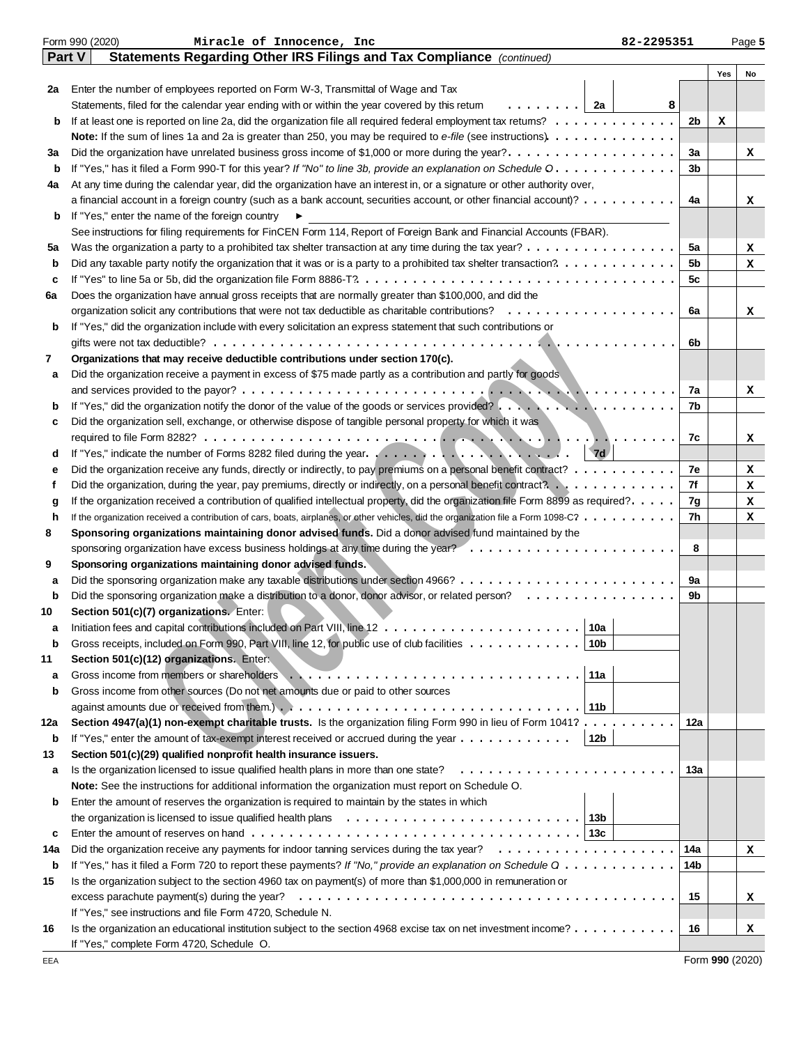Form 990 (2020) **Miracle of Innocence, Inc** 82-2295351

## Part V Statements Regarding Other IRS Filings and Tax Compliance *(continued)*

| | | | | Yes | No |
|---|---|---|---|---|---|
| **2a** | Enter the number of employees reported on Form W-3, Transmittal of Wage and Tax Statements, filed for the calendar year ending with or within the year covered by this return | 2a 8 | | | |
| **b** | If at least one is reported on line 2a, did the organization file all required federal employment tax returns? | | 2b | X | |
| | **Note:** If the sum of lines 1a and 2a is greater than 250, you may be required to *e-file* (see instructions) | | | | |
| **3a** | Did the organization have unrelated business gross income of $1,000 or more during the year? | | 3a | | X |
| **b** | If "Yes," has it filed a Form 990-T for this year? *If "No" to line 3b, provide an explanation on Schedule O* | | 3b | | |
| **4a** | At any time during the calendar year, did the organization have an interest in, or a signature or other authority over, a financial account in a foreign country (such as a bank account, securities account, or other financial account)? | | 4a | | X |
| **b** | If "Yes," enter the name of the foreign country ► | | | | |
| | See instructions for filing requirements for FinCEN Form 114, Report of Foreign Bank and Financial Accounts (FBAR). | | | | |
| **5a** | Was the organization a party to a prohibited tax shelter transaction at any time during the tax year? | | 5a | | X |
| **b** | Did any taxable party notify the organization that it was or is a party to a prohibited tax shelter transaction? | | 5b | | X |
| **c** | If "Yes" to line 5a or 5b, did the organization file Form 8886-T? | | 5c | | |
| **6a** | Does the organization have annual gross receipts that are normally greater than $100,000, and did the organization solicit any contributions that were not tax deductible as charitable contributions? | | 6a | | X |
| **b** | If "Yes," did the organization include with every solicitation an express statement that such contributions or gifts were not tax deductible? | | 6b | | |
| **7** | **Organizations that may receive deductible contributions under section 170(c).** | | | | |
| **a** | Did the organization receive a payment in excess of $75 made partly as a contribution and partly for goods and services provided to the payor? | | 7a | | X |
| **b** | If "Yes," did the organization notify the donor of the value of the goods or services provided? | | 7b | | |
| **c** | Did the organization sell, exchange, or otherwise dispose of tangible personal property for which it was required to file Form 8282? | | 7c | | X |
| **d** | If "Yes," indicate the number of Forms 8282 filed during the year | 7d | | | |
| **e** | Did the organization receive any funds, directly or indirectly, to pay premiums on a personal benefit contract? | | 7e | | X |
| **f** | Did the organization, during the year, pay premiums, directly or indirectly, on a personal benefit contract? | | 7f | | X |
| **g** | If the organization received a contribution of qualified intellectual property, did the organization file Form 8899 as required? | | 7g | | X |
| **h** | If the organization received a contribution of cars, boats, airplanes, or other vehicles, did the organization file a Form 1098-C? | | 7h | | X |
| **8** | **Sponsoring organizations maintaining donor advised funds.** Did a donor advised fund maintained by the sponsoring organization have excess business holdings at any time during the year? | | 8 | | |
| **9** | **Sponsoring organizations maintaining donor advised funds.** | | | | |
| **a** | Did the sponsoring organization make any taxable distributions under section 4966? | | 9a | | |
| **b** | Did the sponsoring organization make a distribution to a donor, donor advisor, or related person? | | 9b | | |
| **10** | **Section 501(c)(7) organizations.** Enter: | | | | |
| **a** | Initiation fees and capital contributions included on Part VIII, line 12 | 10a | | | |
| **b** | Gross receipts, included on Form 990, Part VIII, line 12, for public use of club facilities | 10b | | | |
| **11** | **Section 501(c)(12) organizations.** Enter: | | | | |
| **a** | Gross income from members or shareholders | 11a | | | |
| **b** | Gross income from other sources (Do not net amounts due or paid to other sources against amounts due or received from them.) | 11b | | | |
| **12a** | **Section 4947(a)(1) non-exempt charitable trusts.** Is the organization filing Form 990 in lieu of Form 1041? | | 12a | | |
| **b** | If "Yes," enter the amount of tax-exempt interest received or accrued during the year | 12b | | | |
| **13** | **Section 501(c)(29) qualified nonprofit health insurance issuers.** | | | | |
| **a** | Is the organization licensed to issue qualified health plans in more than one state? | | 13a | | |
| | **Note:** See the instructions for additional information the organization must report on Schedule O. | | | | |
| **b** | Enter the amount of reserves the organization is required to maintain by the states in which the organization is licensed to issue qualified health plans | 13b | | | |
| **c** | Enter the amount of reserves on hand | 13c | | | |
| **14a** | Did the organization receive any payments for indoor tanning services during the tax year? | | 14a | | X |
| **b** | If "Yes," has it filed a Form 720 to report these payments? *If "No," provide an explanation on Schedule O* | | 14b | | |
| **15** | Is the organization subject to the section 4960 tax on payment(s) of more than $1,000,000 in remuneration or excess parachute payment(s) during the year? | | 15 | | X |
| | If "Yes," see instructions and file Form 4720, Schedule N. | | | | |
| **16** | Is the organization an educational institution subject to the section 4968 excise tax on net investment income? | | 16 | | X |
| | If "Yes," complete Form 4720, Schedule O. | | | | |

EEA Form **990** (2020)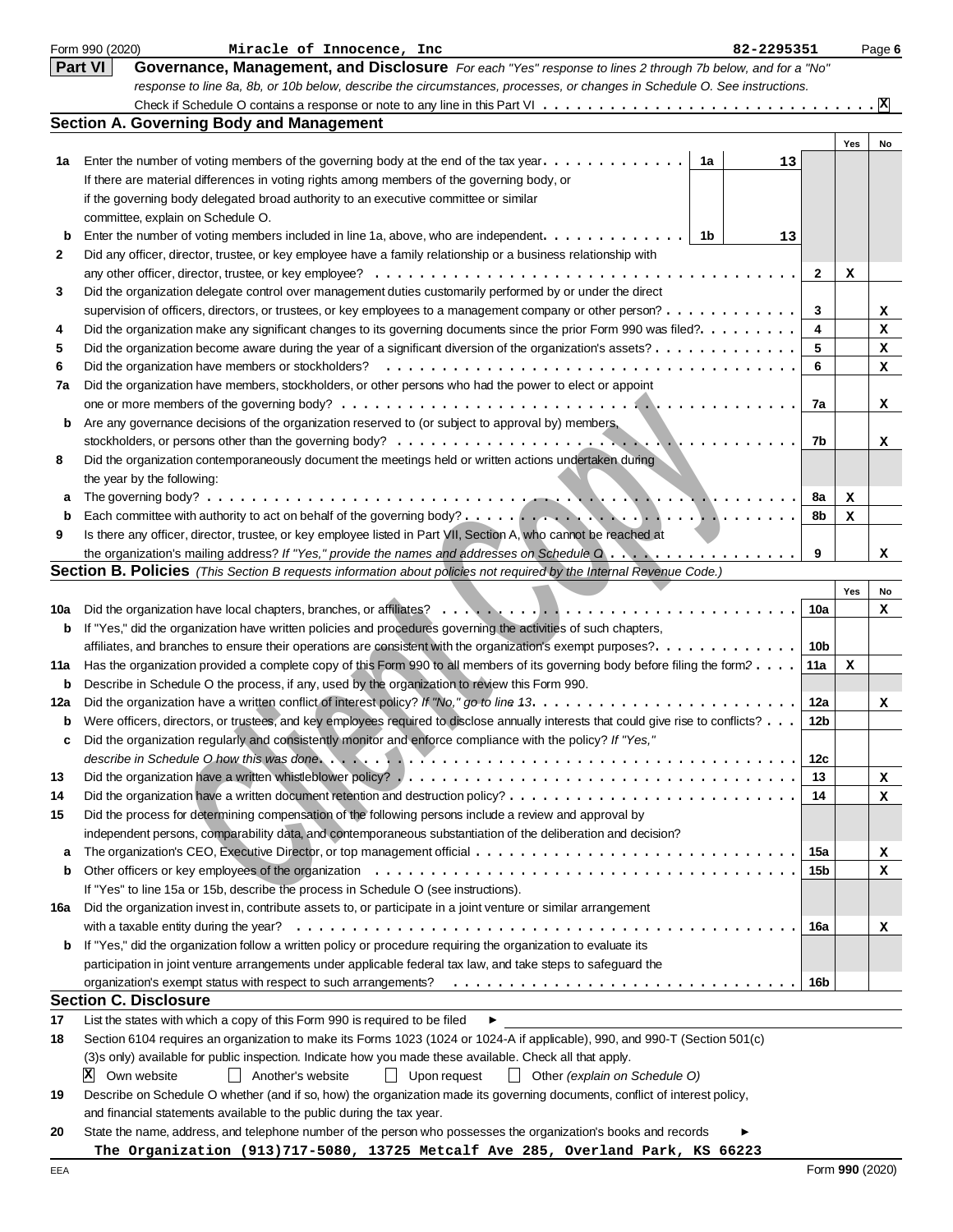Form 990 (2020) **Miracle of Innocence, Inc** **82-2295351** Page 6

## Part VI Governance, Management, and Disclosure

*For each "Yes" response to lines 2 through 7b below, and for a "No" response to line 8a, 8b, or 10b below, describe the circumstances, processes, or changes in Schedule O. See instructions.*

Check if Schedule O contains a response or note to any line in this Part VI . . . . . . [X]

### Section A. Governing Body and Management

| | | | | Yes | No |
|---|---|---|---|---|---|
| 1a | Enter the number of voting members of the governing body at the end of the tax year. If there are material differences in voting rights among members of the governing body, or if the governing body delegated broad authority to an executive committee or similar committee, explain on Schedule O. | 1a: 13 | | | |
| b | Enter the number of voting members included in line 1a, above, who are independent. | 1b: 13 | | | |
| 2 | Did any officer, director, trustee, or key employee have a family relationship or a business relationship with any other officer, director, trustee, or key employee? | | 2 | X | |
| 3 | Did the organization delegate control over management duties customarily performed by or under the direct supervision of officers, directors, or trustees, or key employees to a management company or other person? | | 3 | | X |
| 4 | Did the organization make any significant changes to its governing documents since the prior Form 990 was filed? | | 4 | | X |
| 5 | Did the organization become aware during the year of a significant diversion of the organization's assets? | | 5 | | X |
| 6 | Did the organization have members or stockholders? | | 6 | | X |
| 7a | Did the organization have members, stockholders, or other persons who had the power to elect or appoint one or more members of the governing body? | | 7a | | X |
| b | Are any governance decisions of the organization reserved to (or subject to approval by) members, stockholders, or persons other than the governing body? | | 7b | | X |
| 8 | Did the organization contemporaneously document the meetings held or written actions undertaken during the year by the following: | | | | |
| a | The governing body? | | 8a | X | |
| b | Each committee with authority to act on behalf of the governing body? | | 8b | X | |
| 9 | Is there any officer, director, trustee, or key employee listed in Part VII, Section A, who cannot be reached at the organization's mailing address? *If "Yes," provide the names and addresses on Schedule O* | | 9 | | X |

### Section B. Policies *(This Section B requests information about policies not required by the Internal Revenue Code.)*

| | | | Yes | No |
|---|---|---|---|---|
| 10a | Did the organization have local chapters, branches, or affiliates? | 10a | | X |
| b | If "Yes," did the organization have written policies and procedures governing the activities of such chapters, affiliates, and branches to ensure their operations are consistent with the organization's exempt purposes? | 10b | | |
| 11a | Has the organization provided a complete copy of this Form 990 to all members of its governing body before filing the form? | 11a | X | |
| b | Describe in Schedule O the process, if any, used by the organization to review this Form 990. | | | |
| 12a | Did the organization have a written conflict of interest policy? *If "No," go to line 13.* | 12a | | X |
| b | Were officers, directors, or trustees, and key employees required to disclose annually interests that could give rise to conflicts? | 12b | | |
| c | Did the organization regularly and consistently monitor and enforce compliance with the policy? *If "Yes," describe in Schedule O how this was done* | 12c | | |
| 13 | Did the organization have a written whistleblower policy? | 13 | | X |
| 14 | Did the organization have a written document retention and destruction policy? | 14 | | X |
| 15 | Did the process for determining compensation of the following persons include a review and approval by independent persons, comparability data, and contemporaneous substantiation of the deliberation and decision? | | | |
| a | The organization's CEO, Executive Director, or top management official | 15a | | X |
| b | Other officers or key employees of the organization | 15b | | X |
| | If "Yes" to line 15a or 15b, describe the process in Schedule O (see instructions). | | | |
| 16a | Did the organization invest in, contribute assets to, or participate in a joint venture or similar arrangement with a taxable entity during the year? | 16a | | X |
| b | If "Yes," did the organization follow a written policy or procedure requiring the organization to evaluate its participation in joint venture arrangements under applicable federal tax law, and take steps to safeguard the organization's exempt status with respect to such arrangements? | 16b | | |

### Section C. Disclosure

17 List the states with which a copy of this Form 990 is required to be filed ►

18 Section 6104 requires an organization to make its Forms 1023 (1024 or 1024-A if applicable), 990, and 990-T (Section 501(c)(3)s only) available for public inspection. Indicate how you made these available. Check all that apply.

[X] Own website [ ] Another's website [ ] Upon request [ ] Other *(explain on Schedule O)*

19 Describe on Schedule O whether (and if so, how) the organization made its governing documents, conflict of interest policy, and financial statements available to the public during the tax year.

20 State the name, address, and telephone number of the person who possesses the organization's books and records ►

**The Organization (913)717-5080, 13725 Metcalf Ave 285, Overland Park, KS 66223**

EEA Form **990** (2020)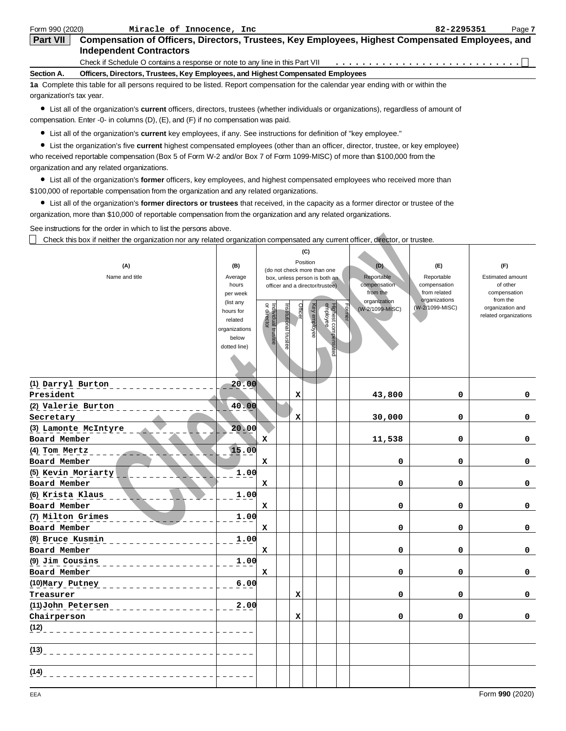Form 990 (2020) **Miracle of Innocence, Inc** **82-2295351**

## Part VII Compensation of Officers, Directors, Trustees, Key Employees, Highest Compensated Employees, and Independent Contractors

Check if Schedule O contains a response or note to any line in this Part VII . . . . . . . . . . . . . . . . . . . . . . . . . . . . ☐

**Section A. Officers, Directors, Trustees, Key Employees, and Highest Compensated Employees**

**1a** Complete this table for all persons required to be listed. Report compensation for the calendar year ending with or within the organization's tax year.

- List all of the organization's **current** officers, directors, trustees (whether individuals or organizations), regardless of amount of compensation. Enter -0- in columns (D), (E), and (F) if no compensation was paid.
- List all of the organization's **current** key employees, if any. See instructions for definition of "key employee."
- List the organization's five **current** highest compensated employees (other than an officer, director, trustee, or key employee) who received reportable compensation (Box 5 of Form W-2 and/or Box 7 of Form 1099-MISC) of more than $100,000 from the organization and any related organizations.
- List all of the organization's **former** officers, key employees, and highest compensated employees who received more than $100,000 of reportable compensation from the organization and any related organizations.
- List all of the organization's **former directors or trustees** that received, in the capacity as a former director or trustee of the organization, more than $10,000 of reportable compensation from the organization and any related organizations.

See instructions for the order in which to list the persons above.

☐ Check this box if neither the organization nor any related organization compensated any current officer, director, or trustee.

| (A) Name and title | (B) Average hours per week (list any hours for related organizations below dotted line) | (C) Position (do not check more than one box, unless person is both an officer and a director/trustee): Individual trustee or director | Institutional trustee | Officer | Key employee | Highest compensated employee | Former | (D) Reportable compensation from the organization (W-2/1099-MISC) | (E) Reportable compensation from related organizations (W-2/1099-MISC) | (F) Estimated amount of other compensation from the organization and related organizations |
|---|---|---|---|---|---|---|---|---|---|---|
| (1) Darryl Burton<br>President | 20.00 | | | X | | | | 43,800 | 0 | 0 |
| (2) Valerie Burton<br>Secretary | 40.00 | | | X | | | | 30,000 | 0 | 0 |
| (3) Lamonte McIntyre<br>Board Member | 20.00 | X | | | | | | 11,538 | 0 | 0 |
| (4) Tom Mertz<br>Board Member | 15.00 | X | | | | | | 0 | 0 | 0 |
| (5) Kevin Moriarty<br>Board Member | 1.00 | X | | | | | | 0 | 0 | 0 |
| (6) Krista Klaus<br>Board Member | 1.00 | X | | | | | | 0 | 0 | 0 |
| (7) Milton Grimes<br>Board Member | 1.00 | X | | | | | | 0 | 0 | 0 |
| (8) Bruce Kusmin<br>Board Member | 1.00 | X | | | | | | 0 | 0 | 0 |
| (9) Jim Cousins<br>Board Member | 1.00 | X | | | | | | 0 | 0 | 0 |
| (10) Mary Putney<br>Treasurer | 6.00 | | | X | | | | 0 | 0 | 0 |
| (11) John Petersen<br>Chairperson | 2.00 | | | X | | | | 0 | 0 | 0 |
| (12) | | | | | | | | | | |
| (13) | | | | | | | | | | |
| (14) | | | | | | | | | | |

EEA Form **990** (2020)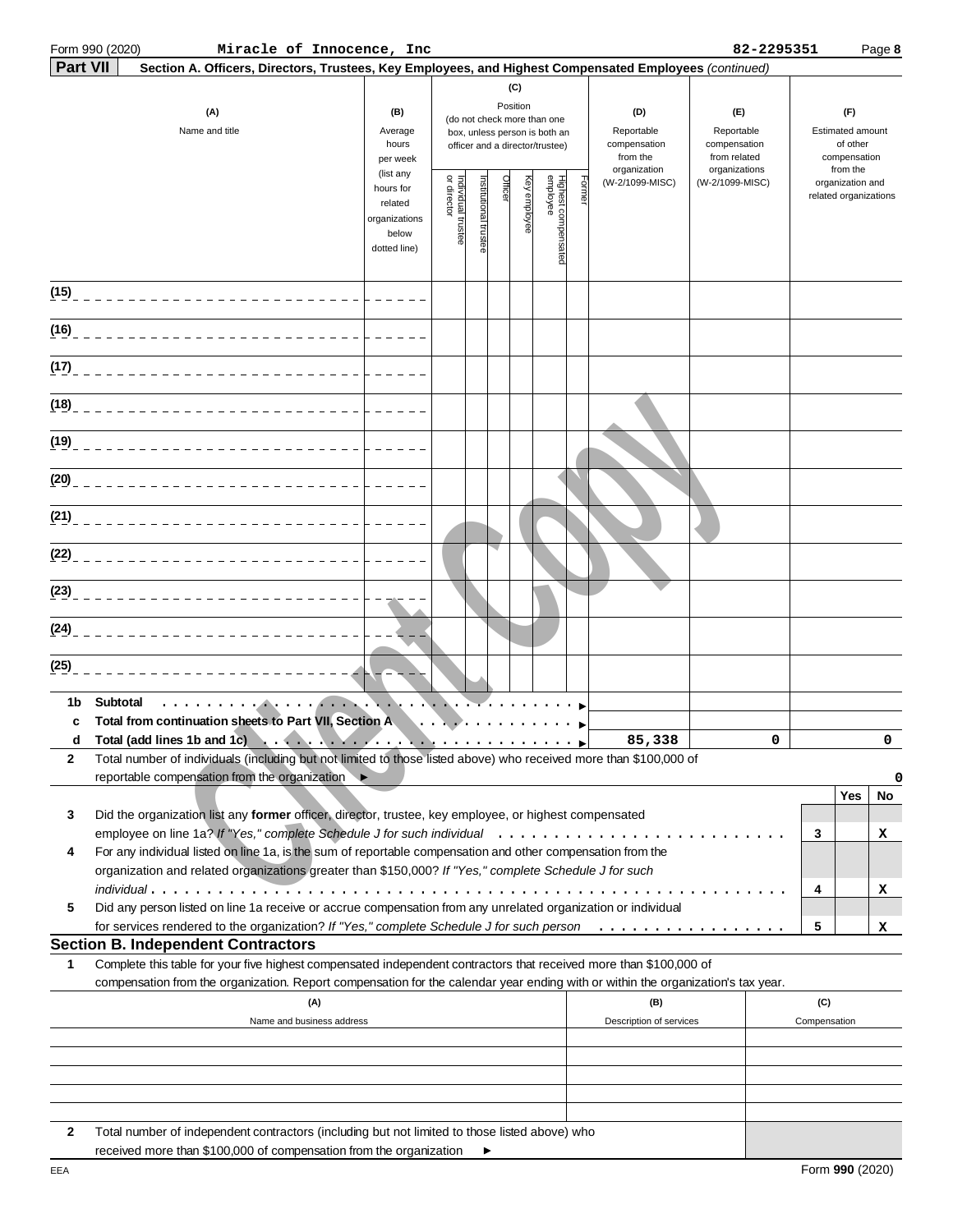Form 990 (2020) **Miracle of Innocence, Inc** **82-2295351** Page **8**

**Part VII** **Section A. Officers, Directors, Trustees, Key Employees, and Highest Compensated Employees** *(continued)*

| (A) Name and title | (B) Average hours per week (list any hours for related organizations below dotted line) | (C) Position (do not check more than one box, unless person is both an officer and a director/trustee) | | | | | | (D) Reportable compensation from the organization (W-2/1099-MISC) | (E) Reportable compensation from related organizations (W-2/1099-MISC) | (F) Estimated amount of other compensation from the organization and related organizations |
|---|---|---|---|---|---|---|---|---|---|---|
| | | Individual trustee or director | Institutional trustee | Officer | Key employee | Highest compensated employee | Former | | | |
| (15) | | | | | | | | | | |
| (16) | | | | | | | | | | |
| (17) | | | | | | | | | | |
| (18) | | | | | | | | | | |
| (19) | | | | | | | | | | |
| (20) | | | | | | | | | | |
| (21) | | | | | | | | | | |
| (22) | | | | | | | | | | |
| (23) | | | | | | | | | | |
| (24) | | | | | | | | | | |
| (25) | | | | | | | | | | |
| 1b Subtotal | | | | | | | | | | |
| c Total from continuation sheets to Part VII, Section A | | | | | | | | | | |
| d Total (add lines 1b and 1c) | | | | | | | | 85,338 | 0 | 0 |

**2** Total number of individuals (including but not limited to those listed above) who received more than $100,000 of reportable compensation from the organization ► 0

| | | | Yes | No |
|---|---|---|---|---|
| 3 | Did the organization list any **former** officer, director, trustee, key employee, or highest compensated employee on line 1a? *If "Yes," complete Schedule J for such individual* | 3 | | X |
| 4 | For any individual listed on line 1a, is the sum of reportable compensation and other compensation from the organization and related organizations greater than $150,000? *If "Yes," complete Schedule J for such individual* | 4 | | X |
| 5 | Did any person listed on line 1a receive or accrue compensation from any unrelated organization or individual for services rendered to the organization? *If "Yes," complete Schedule J for such person* | 5 | | X |

## Section B. Independent Contractors

**1** Complete this table for your five highest compensated independent contractors that received more than $100,000 of compensation from the organization. Report compensation for the calendar year ending with or within the organization's tax year.

| (A) Name and business address | (B) Description of services | (C) Compensation |
|---|---|---|
| | | |
| | | |
| | | |
| | | |
| | | |

**2** Total number of independent contractors (including but not limited to those listed above) who received more than $100,000 of compensation from the organization ►

EEA Form **990** (2020)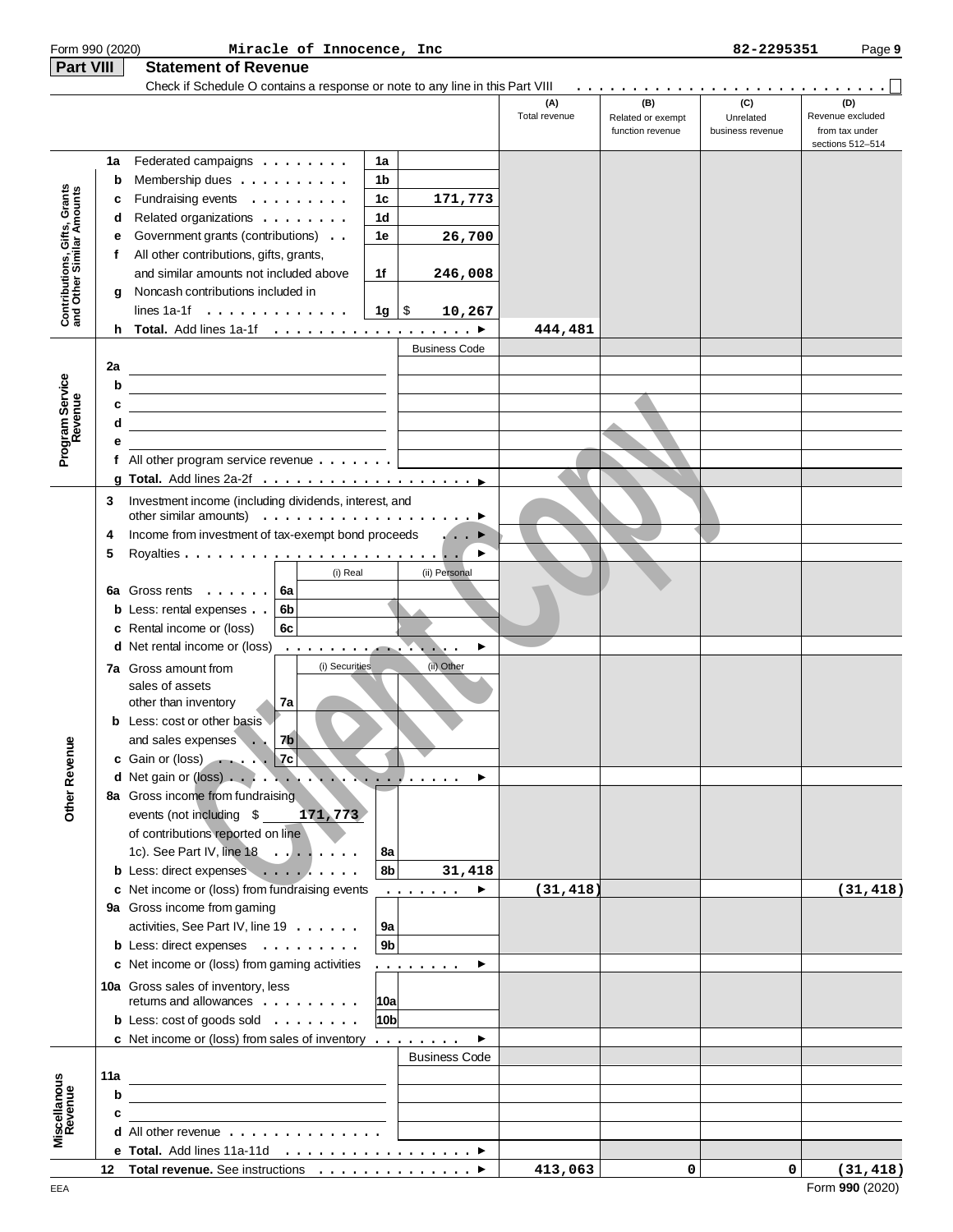Form 990 (2020) Miracle of Innocence, Inc 82-2295351 Page 9

## Part VIII Statement of Revenue

Check if Schedule O contains a response or note to any line in this Part VIII . . . . . . . . . . . . . . . . . . . . . . . . . . . . . ☐

| | | | | (A) Total revenue | (B) Related or exempt function revenue | (C) Unrelated business revenue | (D) Revenue excluded from tax under sections 512–514 |
|---|---|---|---|---|---|---|---|
| **Contributions, Gifts, Grants and Other Similar Amounts** | 1a Federated campaigns | 1a | | | | | |
| | b Membership dues | 1b | | | | | |
| | c Fundraising events | 1c | 171,773 | | | | |
| | d Related organizations | 1d | | | | | |
| | e Government grants (contributions) | 1e | 26,700 | | | | |
| | f All other contributions, gifts, grants, and similar amounts not included above | 1f | 246,008 | | | | |
| | g Noncash contributions included in lines 1a-1f | 1g | $ 10,267 | | | | |
| | h **Total.** Add lines 1a-1f ▶ | | | 444,481 | | | |
| **Program Service Revenue** | | | Business Code | | | | |
| | 2a | | | | | | |
| | b | | | | | | |
| | c | | | | | | |
| | d | | | | | | |
| | e | | | | | | |
| | f All other program service revenue | | | | | | |
| | g **Total.** Add lines 2a-2f ▶ | | | | | | |
| **Other Revenue** | 3 Investment income (including dividends, interest, and other similar amounts) ▶ | | | | | | |
| | 4 Income from investment of tax-exempt bond proceeds ▶ | | | | | | |
| | 5 Royalties ▶ | | | | | | |
| | | (i) Real | (ii) Personal | | | | |
| | 6a Gross rents | 6a | | | | | |
| | b Less: rental expenses | 6b | | | | | |
| | c Rental income or (loss) | 6c | | | | | |
| | d Net rental income or (loss) ▶ | | | | | | |
| | | (i) Securities | (ii) Other | | | | |
| | 7a Gross amount from sales of assets other than inventory | 7a | | | | | |
| | b Less: cost or other basis and sales expenses | 7b | | | | | |
| | c Gain or (loss) | 7c | | | | | |
| | d Net gain or (loss) ▶ | | | | | | |
| | 8a Gross income from fundraising events (not including $ 171,773 of contributions reported on line 1c). See Part IV, line 18 | 8a | | | | | |
| | b Less: direct expenses | 8b | 31,418 | | | | |
| | c Net income or (loss) from fundraising events ▶ | | | (31,418) | | | (31,418) |
| | 9a Gross income from gaming activities, See Part IV, line 19 | 9a | | | | | |
| | b Less: direct expenses | 9b | | | | | |
| | c Net income or (loss) from gaming activities ▶ | | | | | | |
| | 10a Gross sales of inventory, less returns and allowances | 10a | | | | | |
| | b Less: cost of goods sold | 10b | | | | | |
| | c Net income or (loss) from sales of inventory ▶ | | | | | | |
| **Miscellaneous Revenue** | | | Business Code | | | | |
| | 11a | | | | | | |
| | b | | | | | | |
| | c | | | | | | |
| | d All other revenue | | | | | | |
| | e **Total.** Add lines 11a-11d ▶ | | | | | | |
| | 12 **Total revenue.** See instructions ▶ | | | 413,063 | 0 | 0 | (31,418) |

EEA Form **990** (2020)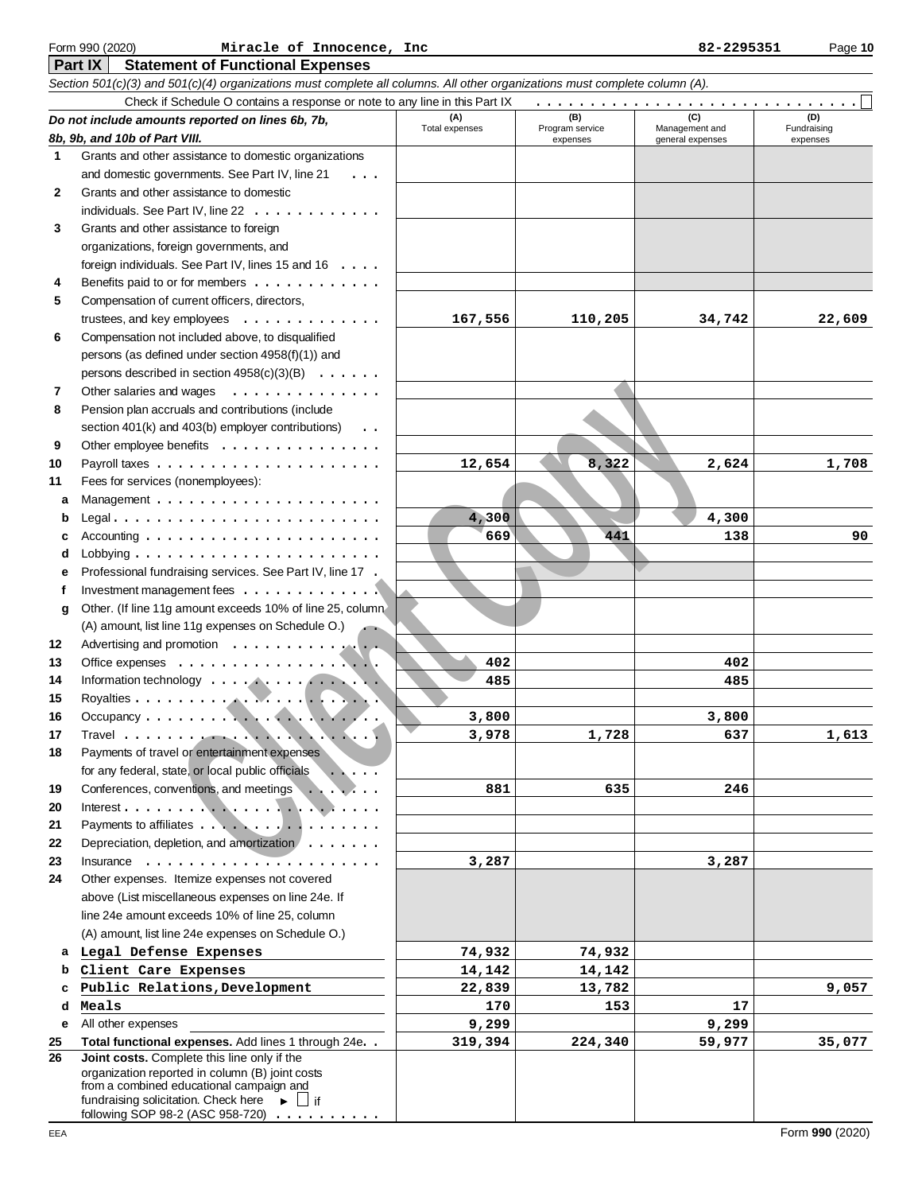Form 990 (2020) **Miracle of Innocence, Inc** **82-2295351** Page **10**

## Part IX Statement of Functional Expenses

*Section 501(c)(3) and 501(c)(4) organizations must complete all columns. All other organizations must complete column (A).*

Check if Schedule O contains a response or note to any line in this Part IX . . . . . . . . . . . . . . . . . . . . . . . . . . . . . . ☐

| | *Do not include amounts reported on lines 6b, 7b, 8b, 9b, and 10b of Part VIII.* | (A) Total expenses | (B) Program service expenses | (C) Management and general expenses | (D) Fundraising expenses |
|---|---|---|---|---|---|
| 1 | Grants and other assistance to domestic organizations and domestic governments. See Part IV, line 21 | | | | |
| 2 | Grants and other assistance to domestic individuals. See Part IV, line 22 | | | | |
| 3 | Grants and other assistance to foreign organizations, foreign governments, and foreign individuals. See Part IV, lines 15 and 16 | | | | |
| 4 | Benefits paid to or for members | | | | |
| 5 | Compensation of current officers, directors, trustees, and key employees | **167,556** | **110,205** | **34,742** | **22,609** |
| 6 | Compensation not included above, to disqualified persons (as defined under section 4958(f)(1)) and persons described in section 4958(c)(3)(B) | | | | |
| 7 | Other salaries and wages | | | | |
| 8 | Pension plan accruals and contributions (include section 401(k) and 403(b) employer contributions) | | | | |
| 9 | Other employee benefits | | | | |
| 10 | Payroll taxes | **12,654** | **8,322** | **2,624** | **1,708** |
| 11 | Fees for services (nonemployees): | | | | |
| a | Management | | | | |
| b | Legal | **4,300** | | **4,300** | |
| c | Accounting | **669** | **441** | **138** | **90** |
| d | Lobbying | | | | |
| e | Professional fundraising services. See Part IV, line 17 | | | | |
| f | Investment management fees | | | | |
| g | Other. (If line 11g amount exceeds 10% of line 25, column (A) amount, list line 11g expenses on Schedule O.) | | | | |
| 12 | Advertising and promotion | | | | |
| 13 | Office expenses | **402** | | **402** | |
| 14 | Information technology | **485** | | **485** | |
| 15 | Royalties | | | | |
| 16 | Occupancy | **3,800** | | **3,800** | |
| 17 | Travel | **3,978** | **1,728** | **637** | **1,613** |
| 18 | Payments of travel or entertainment expenses for any federal, state, or local public officials | | | | |
| 19 | Conferences, conventions, and meetings | **881** | **635** | **246** | |
| 20 | Interest | | | | |
| 21 | Payments to affiliates | | | | |
| 22 | Depreciation, depletion, and amortization | | | | |
| 23 | Insurance | **3,287** | | **3,287** | |
| 24 | Other expenses. Itemize expenses not covered above (List miscellaneous expenses on line 24e. If line 24e amount exceeds 10% of line 25, column (A) amount, list line 24e expenses on Schedule O.) | | | | |
| a | **Legal Defense Expenses** | **74,932** | **74,932** | | |
| b | **Client Care Expenses** | **14,142** | **14,142** | | |
| c | **Public Relations,Development** | **22,839** | **13,782** | | **9,057** |
| d | **Meals** | **170** | **153** | **17** | |
| e | All other expenses | **9,299** | | **9,299** | |
| 25 | **Total functional expenses.** Add lines 1 through 24e | **319,394** | **224,340** | **59,977** | **35,077** |
| 26 | **Joint costs.** Complete this line only if the organization reported in column (B) joint costs from a combined educational campaign and fundraising solicitation. Check here ► ☐ if following SOP 98-2 (ASC 958-720) | | | | |

EEA Form **990** (2020)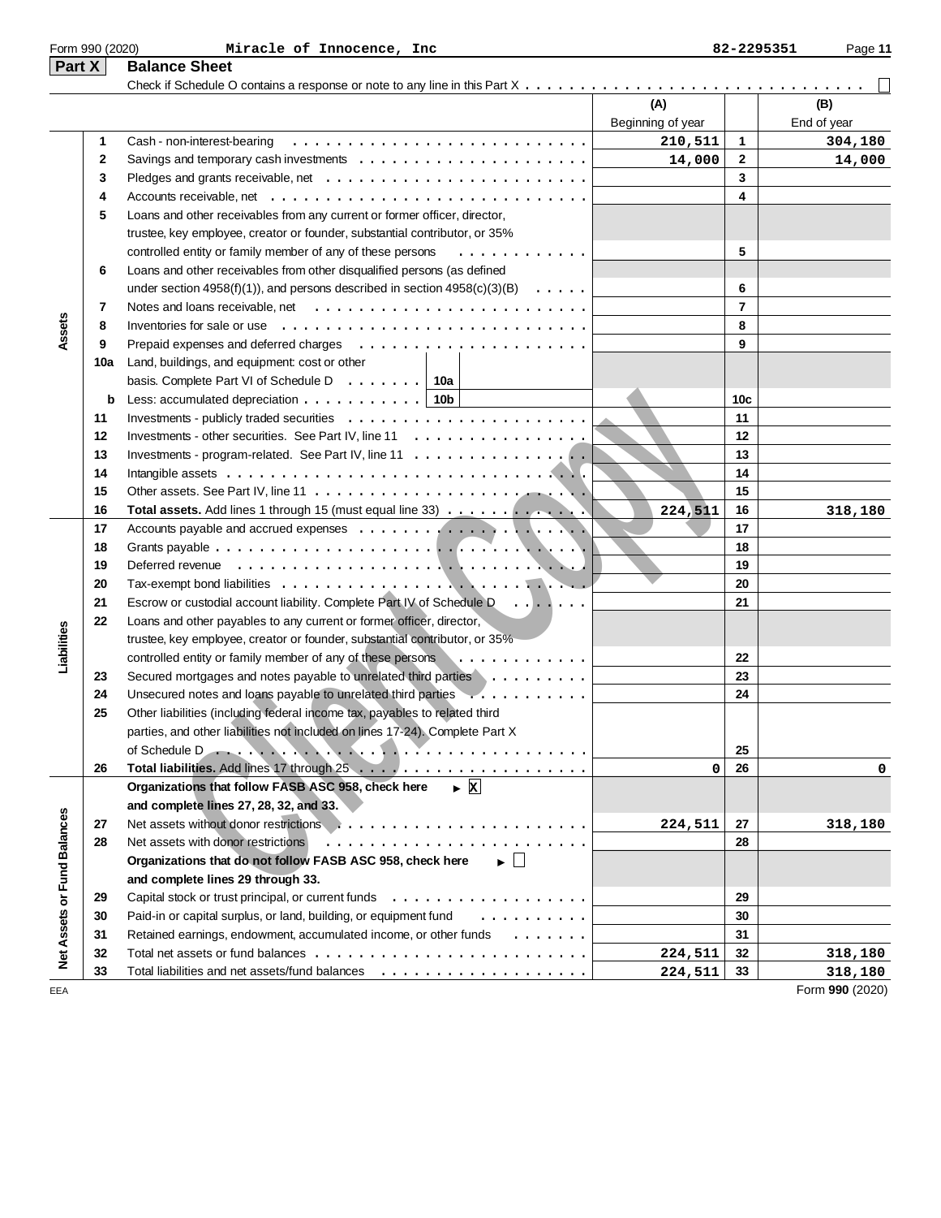Form 990 (2020) Miracle of Innocence, Inc 82-2295351

## Part X Balance Sheet

Check if Schedule O contains a response or note to any line in this Part X . . . . . . . . . . . . . . . . . . . . . . . . . . . . . . . ☐

| Section | Line | Description | (A) Beginning of year | Line | (B) End of year |
|---|---|---|---|---|---|
| Assets | 1 | Cash - non-interest-bearing | 210,511 | 1 | 304,180 |
| | 2 | Savings and temporary cash investments | 14,000 | 2 | 14,000 |
| | 3 | Pledges and grants receivable, net | | 3 | |
| | 4 | Accounts receivable, net | | 4 | |
| | 5 | Loans and other receivables from any current or former officer, director, trustee, key employee, creator or founder, substantial contributor, or 35% controlled entity or family member of any of these persons | | 5 | |
| | 6 | Loans and other receivables from other disqualified persons (as defined under section 4958(f)(1)), and persons described in section 4958(c)(3)(B) | | 6 | |
| | 7 | Notes and loans receivable, net | | 7 | |
| | 8 | Inventories for sale or use | | 8 | |
| | 9 | Prepaid expenses and deferred charges | | 9 | |
| | 10a | Land, buildings, and equipment: cost or other basis. Complete Part VI of Schedule D ... 10a | | | |
| | b | Less: accumulated depreciation ... 10b | | 10c | |
| | 11 | Investments - publicly traded securities | | 11 | |
| | 12 | Investments - other securities. See Part IV, line 11 | | 12 | |
| | 13 | Investments - program-related. See Part IV, line 11 | | 13 | |
| | 14 | Intangible assets | | 14 | |
| | 15 | Other assets. See Part IV, line 11 | | 15 | |
| | 16 | **Total assets.** Add lines 1 through 15 (must equal line 33) | 224,511 | 16 | 318,180 |
| Liabilities | 17 | Accounts payable and accrued expenses | | 17 | |
| | 18 | Grants payable | | 18 | |
| | 19 | Deferred revenue | | 19 | |
| | 20 | Tax-exempt bond liabilities | | 20 | |
| | 21 | Escrow or custodial account liability. Complete Part IV of Schedule D | | 21 | |
| | 22 | Loans and other payables to any current or former officer, director, trustee, key employee, creator or founder, substantial contributor, or 35% controlled entity or family member of any of these persons | | 22 | |
| | 23 | Secured mortgages and notes payable to unrelated third parties | | 23 | |
| | 24 | Unsecured notes and loans payable to unrelated third parties | | 24 | |
| | 25 | Other liabilities (including federal income tax, payables to related third parties, and other liabilities not included on lines 17-24). Complete Part X of Schedule D | | 25 | |
| | 26 | **Total liabilities.** Add lines 17 through 25 | 0 | 26 | 0 |
| Net Assets or Fund Balances | | **Organizations that follow FASB ASC 958, check here** ► ☒ **and complete lines 27, 28, 32, and 33.** | | | |
| | 27 | Net assets without donor restrictions | 224,511 | 27 | 318,180 |
| | 28 | Net assets with donor restrictions | | 28 | |
| | | **Organizations that do not follow FASB ASC 958, check here** ► ☐ **and complete lines 29 through 33.** | | | |
| | 29 | Capital stock or trust principal, or current funds | | 29 | |
| | 30 | Paid-in or capital surplus, or land, building, or equipment fund | | 30 | |
| | 31 | Retained earnings, endowment, accumulated income, or other funds | | 31 | |
| | 32 | Total net assets or fund balances | 224,511 | 32 | 318,180 |
| | 33 | Total liabilities and net assets/fund balances | 224,511 | 33 | 318,180 |

EEA Form **990** (2020)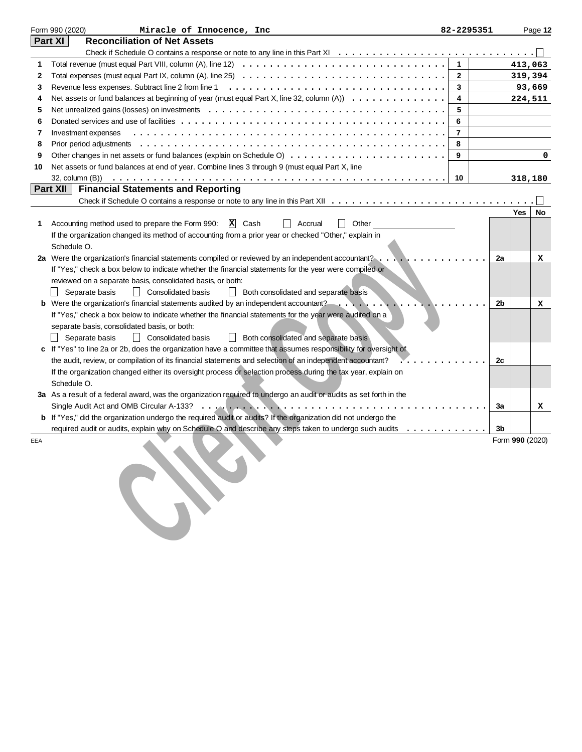Form 990 (2020) Miracle of Innocence, Inc 82-2295351

## Part XI Reconciliation of Net Assets

Check if Schedule O contains a response or note to any line in this Part XI . . . . . . . . . . . . . . . . ☐

| | | Line | Amount |
|---|---|---|---|
| 1 | Total revenue (must equal Part VIII, column (A), line 12) | 1 | 413,063 |
| 2 | Total expenses (must equal Part IX, column (A), line 25) | 2 | 319,394 |
| 3 | Revenue less expenses. Subtract line 2 from line 1 | 3 | 93,669 |
| 4 | Net assets or fund balances at beginning of year (must equal Part X, line 32, column (A)) | 4 | 224,511 |
| 5 | Net unrealized gains (losses) on investments | 5 | |
| 6 | Donated services and use of facilities | 6 | |
| 7 | Investment expenses | 7 | |
| 8 | Prior period adjustments | 8 | |
| 9 | Other changes in net assets or fund balances (explain on Schedule O) | 9 | 0 |
| 10 | Net assets or fund balances at end of year. Combine lines 3 through 9 (must equal Part X, line 32, column (B)) | 10 | 318,180 |

## Part XII Financial Statements and Reporting

Check if Schedule O contains a response or note to any line in this Part XII . . . . . . . . . . . . . . . . ☐

| | | Line | Yes | No |
|---|---|---|---|---|
| 1 | Accounting method used to prepare the Form 990: ☒ Cash ☐ Accrual ☐ Other<br>If the organization changed its method of accounting from a prior year or checked "Other," explain in Schedule O. | | | |
| 2a | Were the organization's financial statements compiled or reviewed by an independent accountant? | 2a | | X |
| | If "Yes," check a box below to indicate whether the financial statements for the year were compiled or reviewed on a separate basis, consolidated basis, or both:<br>☐ Separate basis ☐ Consolidated basis ☐ Both consolidated and separate basis | | | |
| b | Were the organization's financial statements audited by an independent accountant? | 2b | | X |
| | If "Yes," check a box below to indicate whether the financial statements for the year were audited on a separate basis, consolidated basis, or both:<br>☐ Separate basis ☐ Consolidated basis ☐ Both consolidated and separate basis | | | |
| c | If "Yes" to line 2a or 2b, does the organization have a committee that assumes responsibility for oversight of the audit, review, or compilation of its financial statements and selection of an independent accountant? | 2c | | |
| | If the organization changed either its oversight process or selection process during the tax year, explain on Schedule O. | | | |
| 3a | As a result of a federal award, was the organization required to undergo an audit or audits as set forth in the Single Audit Act and OMB Circular A-133? | 3a | | X |
| b | If "Yes," did the organization undergo the required audit or audits? If the organization did not undergo the required audit or audits, explain why on Schedule O and describe any steps taken to undergo such audits | 3b | | |

EEA Form 990 (2020)

Client Copy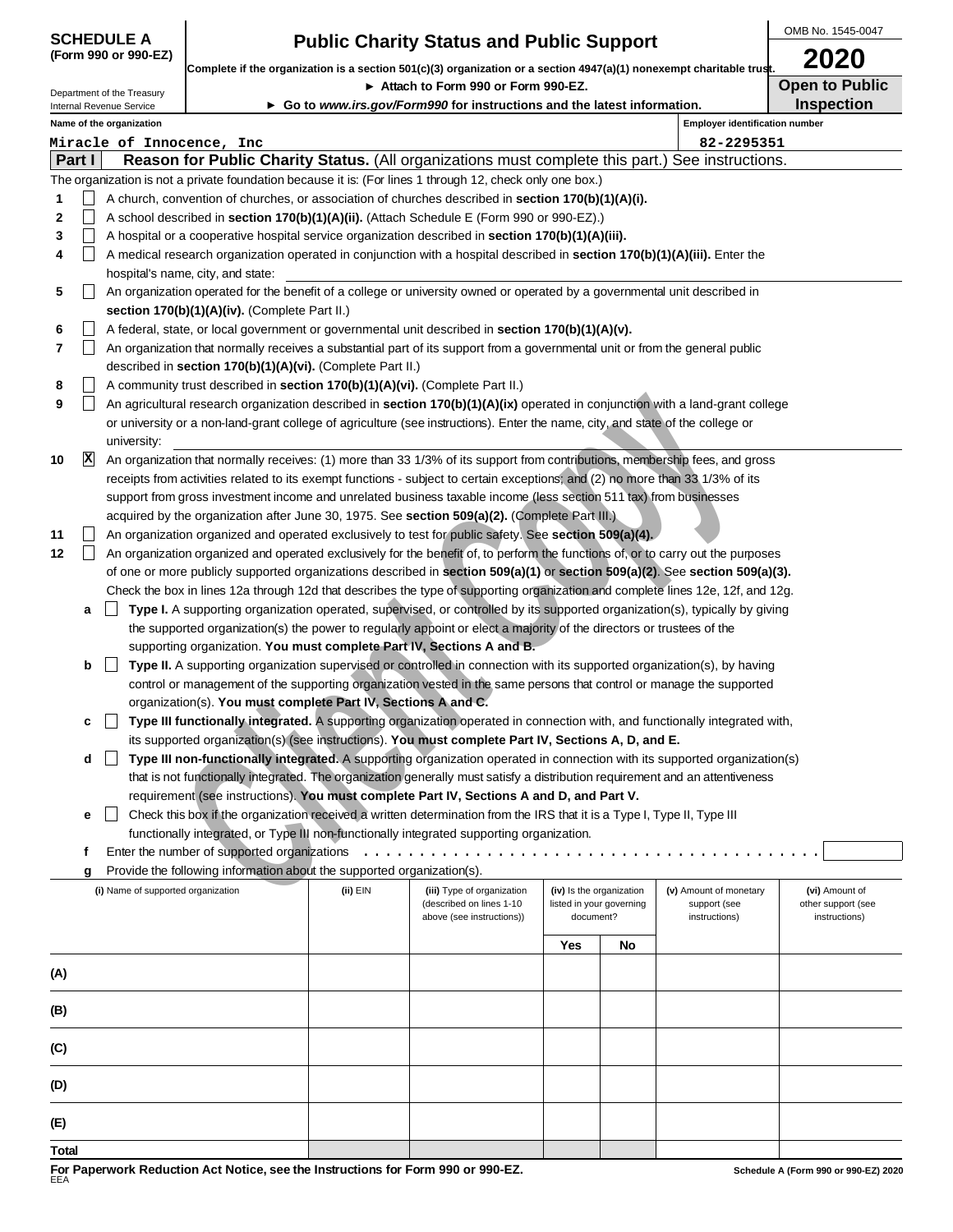**SCHEDULE A (Form 990 or 990-EZ)**

Department of the Treasury
Internal Revenue Service

# Public Charity Status and Public Support

**Complete if the organization is a section 501(c)(3) organization or a section 4947(a)(1) nonexempt charitable trust.**

► **Attach to Form 990 or Form 990-EZ.**

► **Go to *www.irs.gov/Form990* for instructions and the latest information.**

OMB No. 1545-0047

**2020**

**Open to Public Inspection**

**Name of the organization**
Miracle of Innocence, Inc

**Employer identification number**
82-2295351

## Part I Reason for Public Charity Status. (All organizations must complete this part.) See instructions.

The organization is not a private foundation because it is: (For lines 1 through 12, check only one box.)

1. ☐ A church, convention of churches, or association of churches described in **section 170(b)(1)(A)(i).**
2. ☐ A school described in **section 170(b)(1)(A)(ii).** (Attach Schedule E (Form 990 or 990-EZ).)
3. ☐ A hospital or a cooperative hospital service organization described in **section 170(b)(1)(A)(iii).**
4. ☐ A medical research organization operated in conjunction with a hospital described in **section 170(b)(1)(A)(iii).** Enter the hospital's name, city, and state:
5. ☐ An organization operated for the benefit of a college or university owned or operated by a governmental unit described in **section 170(b)(1)(A)(iv).** (Complete Part II.)
6. ☐ A federal, state, or local government or governmental unit described in **section 170(b)(1)(A)(v).**
7. ☐ An organization that normally receives a substantial part of its support from a governmental unit or from the general public described in **section 170(b)(1)(A)(vi).** (Complete Part II.)
8. ☐ A community trust described in **section 170(b)(1)(A)(vi).** (Complete Part II.)
9. ☐ An agricultural research organization described in **section 170(b)(1)(A)(ix)** operated in conjunction with a land-grant college or university or a non-land-grant college of agriculture (see instructions). Enter the name, city, and state of the college or university:
10. ☒ An organization that normally receives: (1) more than 33 1/3% of its support from contributions, membership fees, and gross receipts from activities related to its exempt functions - subject to certain exceptions; and (2) no more than 33 1/3% of its support from gross investment income and unrelated business taxable income (less section 511 tax) from businesses acquired by the organization after June 30, 1975. See **section 509(a)(2).** (Complete Part III.)
11. ☐ An organization organized and operated exclusively to test for public safety. See **section 509(a)(4).**
12. ☐ An organization organized and operated exclusively for the benefit of, to perform the functions of, or to carry out the purposes of one or more publicly supported organizations described in **section 509(a)(1)** or **section 509(a)(2).** See **section 509(a)(3).** Check the box in lines 12a through 12d that describes the type of supporting organization and complete lines 12e, 12f, and 12g.
   - **a** ☐ **Type I.** A supporting organization operated, supervised, or controlled by its supported organization(s), typically by giving the supported organization(s) the power to regularly appoint or elect a majority of the directors or trustees of the supporting organization. **You must complete Part IV, Sections A and B.**
   - **b** ☐ **Type II.** A supporting organization supervised or controlled in connection with its supported organization(s), by having control or management of the supporting organization vested in the same persons that control or manage the supported organization(s). **You must complete Part IV, Sections A and C.**
   - **c** ☐ **Type III functionally integrated.** A supporting organization operated in connection with, and functionally integrated with, its supported organization(s) (see instructions). **You must complete Part IV, Sections A, D, and E.**
   - **d** ☐ **Type III non-functionally integrated.** A supporting organization operated in connection with its supported organization(s) that is not functionally integrated. The organization generally must satisfy a distribution requirement and an attentiveness requirement (see instructions). **You must complete Part IV, Sections A and D, and Part V.**
   - **e** ☐ Check this box if the organization received a written determination from the IRS that it is a Type I, Type II, Type III functionally integrated, or Type III non-functionally integrated supporting organization.
   - **f** Enter the number of supported organizations
   - **g** Provide the following information about the supported organization(s).

| (i) Name of supported organization | (ii) EIN | (iii) Type of organization (described on lines 1-10 above (see instructions)) | (iv) Is the organization listed in your governing document? | | (v) Amount of monetary support (see instructions) | (vi) Amount of other support (see instructions) |
|---|---|---|---|---|---|---|
| | | | Yes | No | | |
| (A) | | | | | | |
| (B) | | | | | | |
| (C) | | | | | | |
| (D) | | | | | | |
| (E) | | | | | | |
| Total | | | | | | |

**For Paperwork Reduction Act Notice, see the Instructions for Form 990 or 990-EZ.**
EEA

**Schedule A (Form 990 or 990-EZ) 2020**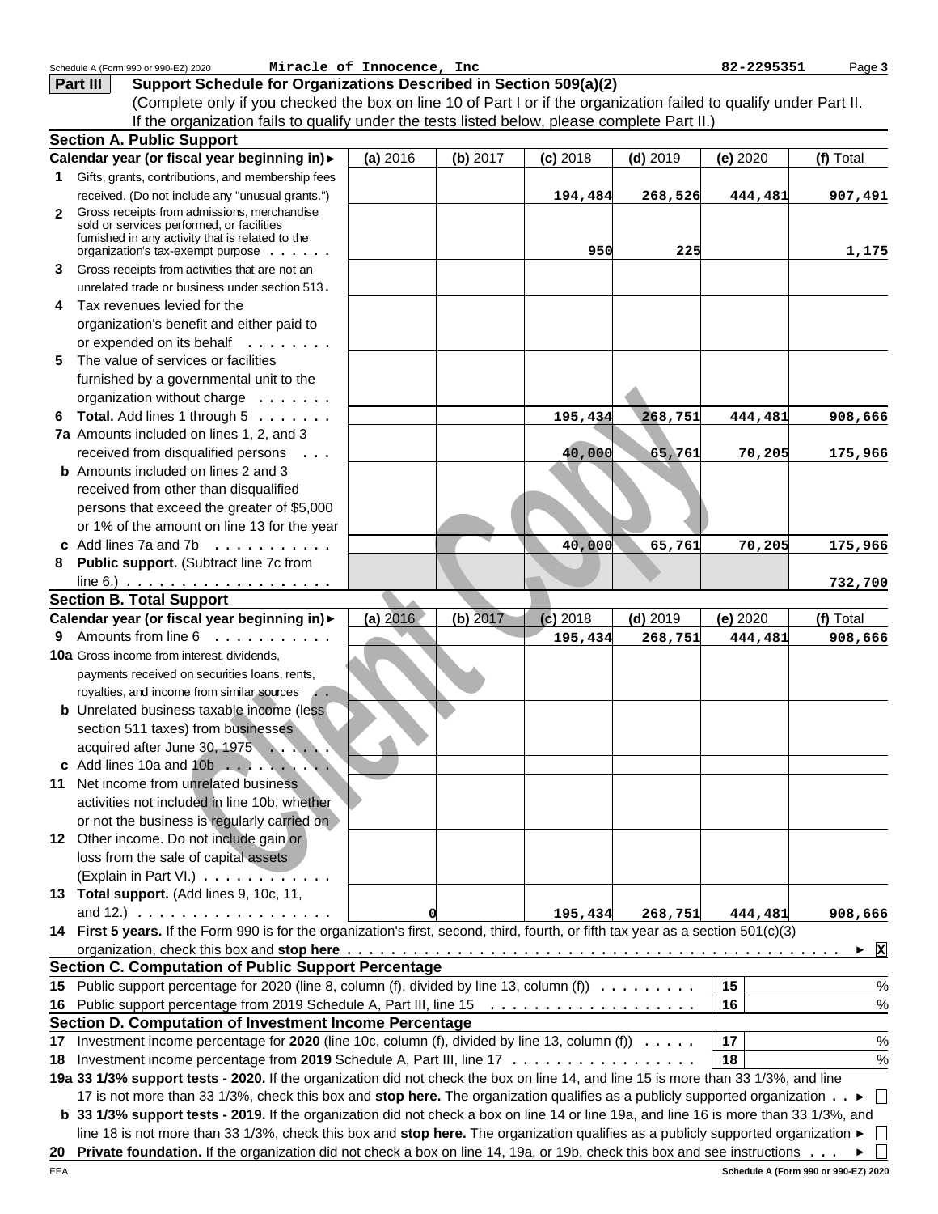Schedule A (Form 990 or 990-EZ) 2020 **Miracle of Innocence, Inc** 82-2295351 Page **3**

## Part III Support Schedule for Organizations Described in Section 509(a)(2)

(Complete only if you checked the box on line 10 of Part I or if the organization failed to qualify under Part II. If the organization fails to qualify under the tests listed below, please complete Part II.)

### Section A. Public Support

| Calendar year (or fiscal year beginning in) ► | (a) 2016 | (b) 2017 | (c) 2018 | (d) 2019 | (e) 2020 | (f) Total |
|---|---|---|---|---|---|---|
| **1** Gifts, grants, contributions, and membership fees received. (Do not include any "unusual grants.") | | | 194,484 | 268,526 | 444,481 | 907,491 |
| **2** Gross receipts from admissions, merchandise sold or services performed, or facilities furnished in any activity that is related to the organization's tax-exempt purpose | | | 950 | 225 | | 1,175 |
| **3** Gross receipts from activities that are not an unrelated trade or business under section 513 | | | | | | |
| **4** Tax revenues levied for the organization's benefit and either paid to or expended on its behalf | | | | | | |
| **5** The value of services or facilities furnished by a governmental unit to the organization without charge | | | | | | |
| **6** **Total.** Add lines 1 through 5 | | | 195,434 | 268,751 | 444,481 | 908,666 |
| **7a** Amounts included on lines 1, 2, and 3 received from disqualified persons | | | 40,000 | 65,761 | 70,205 | 175,966 |
| **b** Amounts included on lines 2 and 3 received from other than disqualified persons that exceed the greater of $5,000 or 1% of the amount on line 13 for the year | | | | | | |
| **c** Add lines 7a and 7b | | | 40,000 | 65,761 | 70,205 | 175,966 |
| **8** **Public support.** (Subtract line 7c from line 6.) | | | | | | 732,700 |

### Section B. Total Support

| Calendar year (or fiscal year beginning in) ► | (a) 2016 | (b) 2017 | (c) 2018 | (d) 2019 | (e) 2020 | (f) Total |
|---|---|---|---|---|---|---|
| **9** Amounts from line 6 | | | 195,434 | 268,751 | 444,481 | 908,666 |
| **10a** Gross income from interest, dividends, payments received on securities loans, rents, royalties, and income from similar sources | | | | | | |
| **b** Unrelated business taxable income (less section 511 taxes) from businesses acquired after June 30, 1975 | | | | | | |
| **c** Add lines 10a and 10b | | | | | | |
| **11** Net income from unrelated business activities not included in line 10b, whether or not the business is regularly carried on | | | | | | |
| **12** Other income. Do not include gain or loss from the sale of capital assets (Explain in Part VI.) | | | | | | |
| **13** **Total support.** (Add lines 9, 10c, 11, and 12.) | 0 | | 195,434 | 268,751 | 444,481 | 908,666 |

**14** **First 5 years.** If the Form 990 is for the organization's first, second, third, fourth, or fifth tax year as a section 501(c)(3) organization, check this box and **stop here** ► [X]

### Section C. Computation of Public Support Percentage

| | | | |
|---|---|---|---|
| **15** | Public support percentage for 2020 (line 8, column (f), divided by line 13, column (f)) | 15 | % |
| **16** | Public support percentage from 2019 Schedule A, Part III, line 15 | 16 | % |

### Section D. Computation of Investment Income Percentage

| | | | |
|---|---|---|---|
| **17** | Investment income percentage for **2020** (line 10c, column (f), divided by line 13, column (f)) | 17 | % |
| **18** | Investment income percentage from **2019** Schedule A, Part III, line 17 | 18 | % |

**19a** **33 1/3% support tests - 2020.** If the organization did not check the box on line 14, and line 15 is more than 33 1/3%, and line 17 is not more than 33 1/3%, check this box and **stop here.** The organization qualifies as a publicly supported organization ► [ ]

**b** **33 1/3% support tests - 2019.** If the organization did not check a box on line 14 or line 19a, and line 16 is more than 33 1/3%, and line 18 is not more than 33 1/3%, check this box and **stop here.** The organization qualifies as a publicly supported organization ► [ ]

**20** **Private foundation.** If the organization did not check a box on line 14, 19a, or 19b, check this box and see instructions ► [ ]

EEA **Schedule A (Form 990 or 990-EZ) 2020**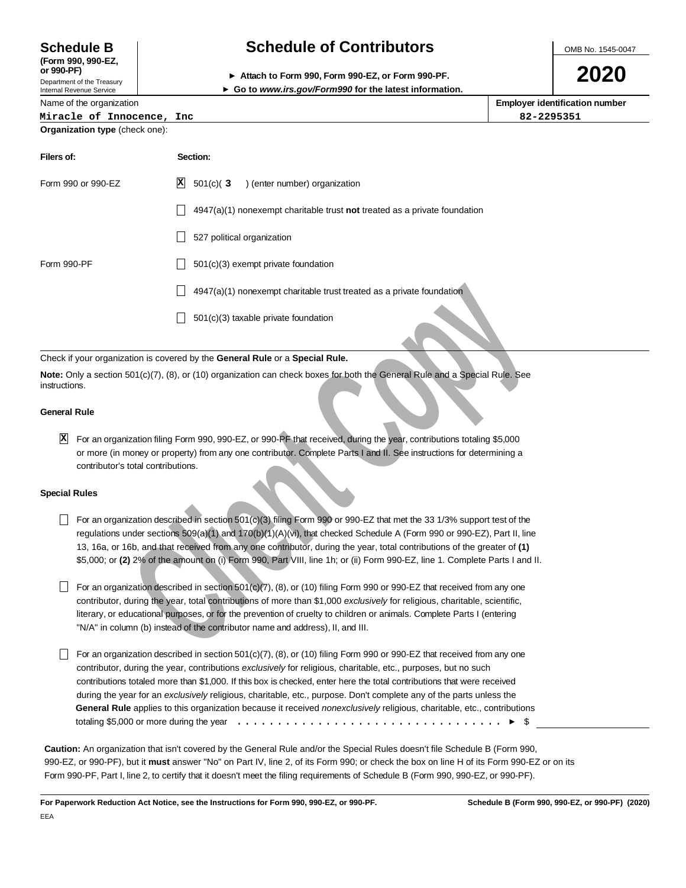# Schedule B (Form 990, 990-EZ, or 990-PF)

Department of the Treasury
Internal Revenue Service

## Schedule of Contributors

► Attach to Form 990, Form 990-EZ, or Form 990-PF.
► Go to *www.irs.gov/Form990* for the latest information.

OMB No. 1545-0047

**2020**

| Name of the organization | Employer identification number |
|---|---|
| Miracle of Innocence, Inc | 82-2295351 |

**Organization type** (check one):

| Filers of: | Section: |
|---|---|
| Form 990 or 990-EZ | [X] 501(c)( 3 ) (enter number) organization |
| | [ ] 4947(a)(1) nonexempt charitable trust **not** treated as a private foundation |
| | [ ] 527 political organization |
| Form 990-PF | [ ] 501(c)(3) exempt private foundation |
| | [ ] 4947(a)(1) nonexempt charitable trust treated as a private foundation |
| | [ ] 501(c)(3) taxable private foundation |

Check if your organization is covered by the **General Rule** or a **Special Rule.**

**Note:** Only a section 501(c)(7), (8), or (10) organization can check boxes for both the General Rule and a Special Rule. See instructions.

### General Rule

[X] For an organization filing Form 990, 990-EZ, or 990-PF that received, during the year, contributions totaling $5,000 or more (in money or property) from any one contributor. Complete Parts I and II. See instructions for determining a contributor's total contributions.

### Special Rules

[ ] For an organization described in section 501(c)(3) filing Form 990 or 990-EZ that met the 33 1/3% support test of the regulations under sections 509(a)(1) and 170(b)(1)(A)(vi), that checked Schedule A (Form 990 or 990-EZ), Part II, line 13, 16a, or 16b, and that received from any one contributor, during the year, total contributions of the greater of **(1)** $5,000; or **(2)** 2% of the amount on (i) Form 990, Part VIII, line 1h; or (ii) Form 990-EZ, line 1. Complete Parts I and II.

[ ] For an organization described in section 501(c)(7), (8), or (10) filing Form 990 or 990-EZ that received from any one contributor, during the year, total contributions of more than $1,000 *exclusively* for religious, charitable, scientific, literary, or educational purposes, or for the prevention of cruelty to children or animals. Complete Parts I (entering "N/A" in column (b) instead of the contributor name and address), II, and III.

[ ] For an organization described in section 501(c)(7), (8), or (10) filing Form 990 or 990-EZ that received from any one contributor, during the year, contributions *exclusively* for religious, charitable, etc., purposes, but no such contributions totaled more than $1,000. If this box is checked, enter here the total contributions that were received during the year for an *exclusively* religious, charitable, etc., purpose. Don't complete any of the parts unless the **General Rule** applies to this organization because it received *nonexclusively* religious, charitable, etc., contributions totaling $5,000 or more during the year . . . . . . . . . . . . . . . . . . . . . . . . . . . . . . . . . ► $ ________

**Caution:** An organization that isn't covered by the General Rule and/or the Special Rules doesn't file Schedule B (Form 990, 990-EZ, or 990-PF), but it **must** answer "No" on Part IV, line 2, of its Form 990; or check the box on line H of its Form 990-EZ or on its Form 990-PF, Part I, line 2, to certify that it doesn't meet the filing requirements of Schedule B (Form 990, 990-EZ, or 990-PF).

**For Paperwork Reduction Act Notice, see the Instructions for Form 990, 990-EZ, or 990-PF.** **Schedule B (Form 990, 990-EZ, or 990-PF) (2020)**

EEA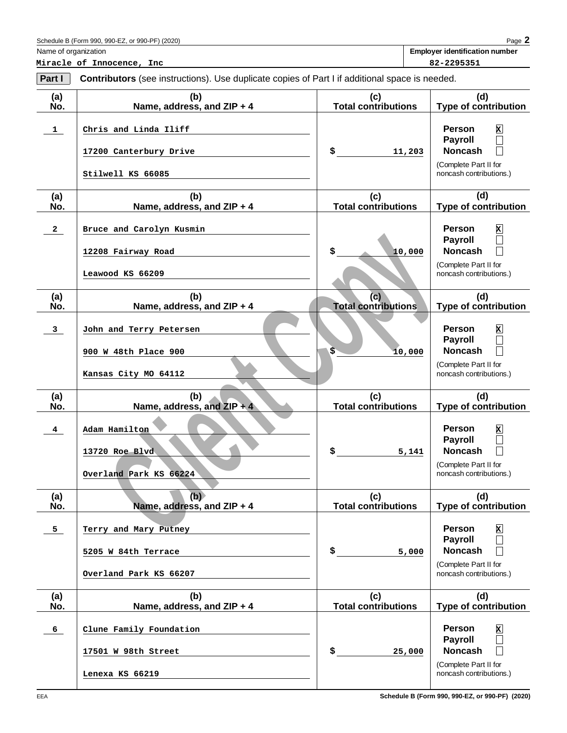Schedule B (Form 990, 990-EZ, or 990-PF) (2020)

| Name of organization | Employer identification number |
|---|---|
| Miracle of Innocence, Inc | 82-2295351 |

**Part I** **Contributors** (see instructions). Use duplicate copies of Part I if additional space is needed.

| (a) No. | (b) Name, address, and ZIP + 4 | (c) Total contributions | (d) Type of contribution |
|---|---|---|---|
| 1 | Chris and Linda Iliff<br>17200 Canterbury Drive<br>Stilwell KS 66085 | $ 11,203 | Person [X]<br>Payroll [ ]<br>Noncash [ ]<br>(Complete Part II for noncash contributions.) |
| 2 | Bruce and Carolyn Kusmin<br>12208 Fairway Road<br>Leawood KS 66209 | $ 10,000 | Person [X]<br>Payroll [ ]<br>Noncash [ ]<br>(Complete Part II for noncash contributions.) |
| 3 | John and Terry Petersen<br>900 W 48th Place 900<br>Kansas City MO 64112 | $ 10,000 | Person [X]<br>Payroll [ ]<br>Noncash [ ]<br>(Complete Part II for noncash contributions.) |
| 4 | Adam Hamilton<br>13720 Roe Blvd<br>Overland Park KS 66224 | $ 5,141 | Person [X]<br>Payroll [ ]<br>Noncash [ ]<br>(Complete Part II for noncash contributions.) |
| 5 | Terry and Mary Putney<br>5205 W 84th Terrace<br>Overland Park KS 66207 | $ 5,000 | Person [X]<br>Payroll [ ]<br>Noncash [ ]<br>(Complete Part II for noncash contributions.) |
| 6 | Clune Family Foundation<br>17501 W 98th Street<br>Lenexa KS 66219 | $ 25,000 | Person [X]<br>Payroll [ ]<br>Noncash [ ]<br>(Complete Part II for noncash contributions.) |

Client Copy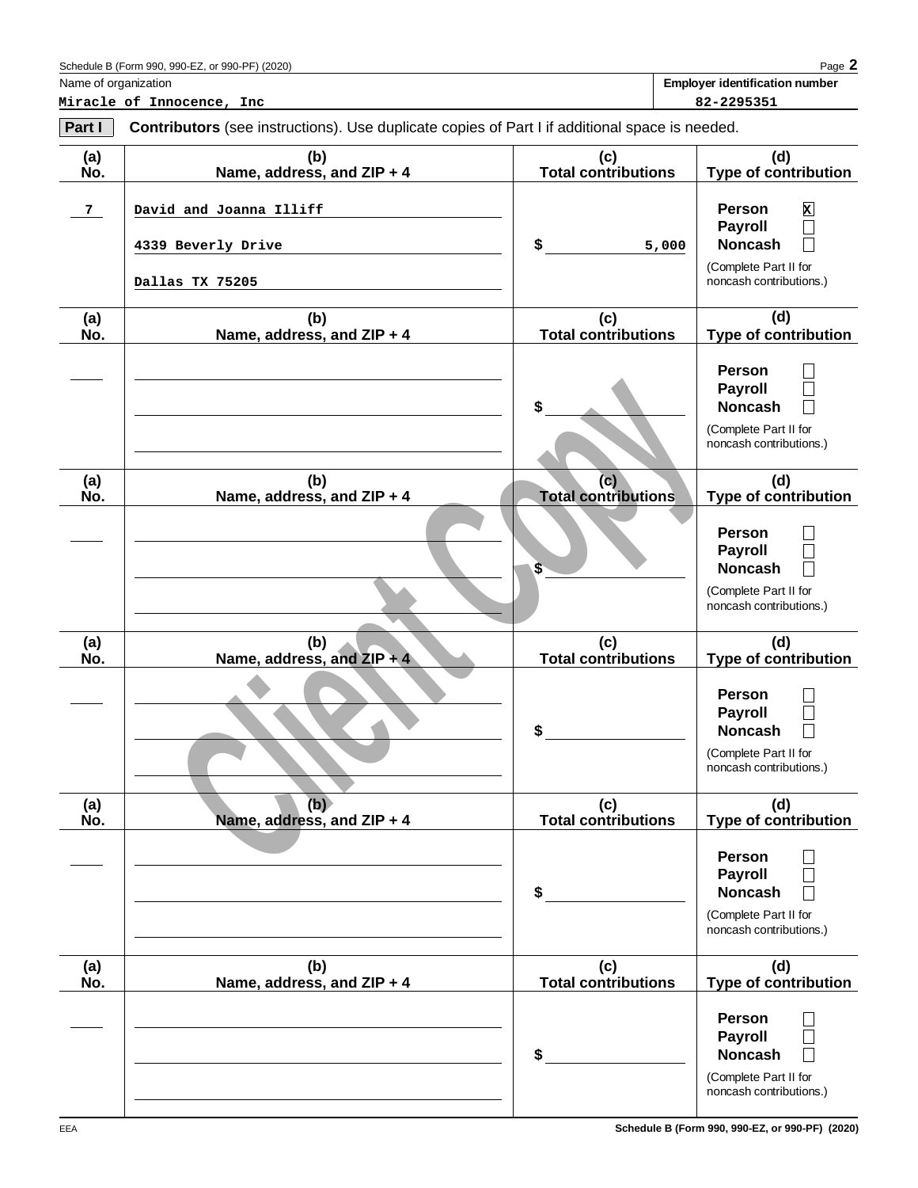Schedule B (Form 990, 990-EZ, or 990-PF) (2020)

| Name of organization | Employer identification number |
|---|---|
| Miracle of Innocence, Inc | 82-2295351 |

**Part I** **Contributors** (see instructions). Use duplicate copies of Part I if additional space is needed.

| (a) No. | (b) Name, address, and ZIP + 4 | (c) Total contributions | (d) Type of contribution |
|---|---|---|---|
| 7 | David and Joanna Illiff<br>4339 Beverly Drive<br>Dallas TX 75205 | $ 5,000 | Person [X]<br>Payroll [ ]<br>Noncash [ ]<br>(Complete Part II for noncash contributions.) |
| | | $ | Person [ ]<br>Payroll [ ]<br>Noncash [ ]<br>(Complete Part II for noncash contributions.) |
| | | $ | Person [ ]<br>Payroll [ ]<br>Noncash [ ]<br>(Complete Part II for noncash contributions.) |
| | | $ | Person [ ]<br>Payroll [ ]<br>Noncash [ ]<br>(Complete Part II for noncash contributions.) |
| | | $ | Person [ ]<br>Payroll [ ]<br>Noncash [ ]<br>(Complete Part II for noncash contributions.) |
| | | $ | Person [ ]<br>Payroll [ ]<br>Noncash [ ]<br>(Complete Part II for noncash contributions.) |

Client Copy

EEA Schedule B (Form 990, 990-EZ, or 990-PF) (2020)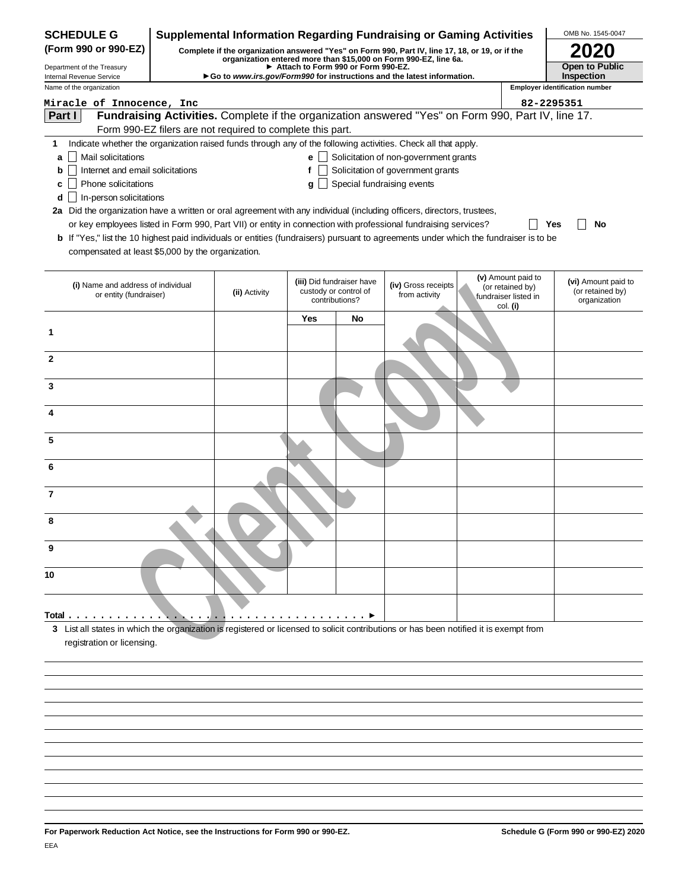**SCHEDULE G (Form 990 or 990-EZ)**

Department of the Treasury
Internal Revenue Service

# Supplemental Information Regarding Fundraising or Gaming Activities

**Complete if the organization answered "Yes" on Form 990, Part IV, line 17, 18, or 19, or if the organization entered more than $15,000 on Form 990-EZ, line 6a.**
**► Attach to Form 990 or Form 990-EZ.**
**► Go to *www.irs.gov/Form990* for instructions and the latest information.**

OMB No. 1545-0047

**2020**

**Open to Public Inspection**

Name of the organization: Miracle of Innocence, Inc

Employer identification number: 82-2295351

**Part I** **Fundraising Activities.** Complete if the organization answered "Yes" on Form 990, Part IV, line 17. Form 990-EZ filers are not required to complete this part.

1 Indicate whether the organization raised funds through any of the following activities. Check all that apply.

- a ☐ Mail solicitations
- b ☐ Internet and email solicitations
- c ☐ Phone solicitations
- d ☐ In-person solicitations
- e ☐ Solicitation of non-government grants
- f ☐ Solicitation of government grants
- g ☐ Special fundraising events

2a Did the organization have a written or oral agreement with any individual (including officers, directors, trustees, or key employees listed in Form 990, Part VII) or entity in connection with professional fundraising services? ☐ Yes ☐ No

b If "Yes," list the 10 highest paid individuals or entities (fundraisers) pursuant to agreements under which the fundraiser is to be compensated at least $5,000 by the organization.

| | (i) Name and address of individual or entity (fundraiser) | (ii) Activity | (iii) Did fundraiser have custody or control of contributions? Yes | No | (iv) Gross receipts from activity | (v) Amount paid to (or retained by) fundraiser listed in col. (i) | (vi) Amount paid to (or retained by) organization |
|---|---|---|---|---|---|---|---|
| 1 | | | | | | | |
| 2 | | | | | | | |
| 3 | | | | | | | |
| 4 | | | | | | | |
| 5 | | | | | | | |
| 6 | | | | | | | |
| 7 | | | | | | | |
| 8 | | | | | | | |
| 9 | | | | | | | |
| 10 | | | | | | | |
| **Total** ► | | | | | | | |

3 List all states in which the organization is registered or licensed to solicit contributions or has been notified it is exempt from registration or licensing.

**For Paperwork Reduction Act Notice, see the Instructions for Form 990 or 990-EZ.**

**Schedule G (Form 990 or 990-EZ) 2020**

EEA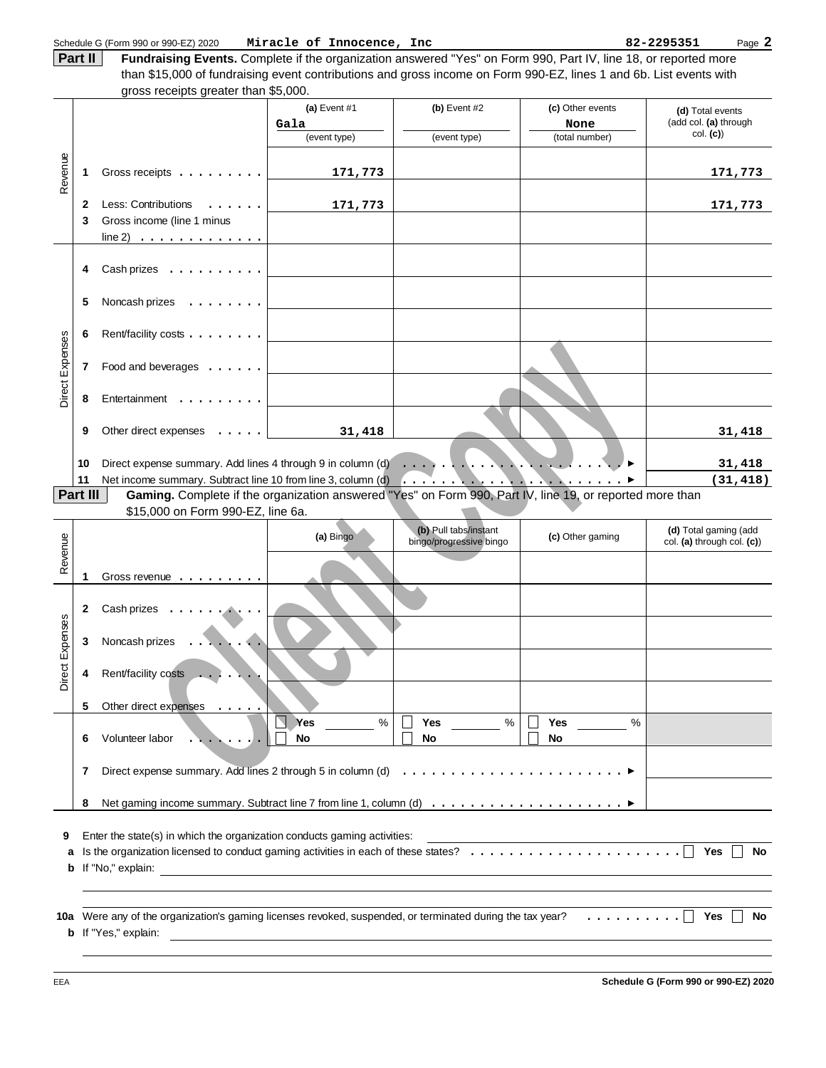Schedule G (Form 990 or 990-EZ) 2020 **Miracle of Innocence, Inc** **82-2295351** Page **2**

**Part II** **Fundraising Events.** Complete if the organization answered "Yes" on Form 990, Part IV, line 18, or reported more than $15,000 of fundraising event contributions and gross income on Form 990-EZ, lines 1 and 6b. List events with gross receipts greater than $5,000.

| | | | (a) Event #1<br>Gala<br>(event type) | (b) Event #2<br><br>(event type) | (c) Other events<br>None<br>(total number) | (d) Total events (add col. (a) through col. (c)) |
|---|---|---|---|---|---|---|
| Revenue | 1 | Gross receipts | 171,773 | | | 171,773 |
| | 2 | Less: Contributions | 171,773 | | | 171,773 |
| | 3 | Gross income (line 1 minus line 2) | | | | |
| Direct Expenses | 4 | Cash prizes | | | | |
| | 5 | Noncash prizes | | | | |
| | 6 | Rent/facility costs | | | | |
| | 7 | Food and beverages | | | | |
| | 8 | Entertainment | | | | |
| | 9 | Other direct expenses | 31,418 | | | 31,418 |
| | 10 | Direct expense summary. Add lines 4 through 9 in column (d) | | | | 31,418 |
| | 11 | Net income summary. Subtract line 10 from line 3, column (d) | | | | (31,418) |

**Part III** **Gaming.** Complete if the organization answered "Yes" on Form 990, Part IV, line 19, or reported more than $15,000 on Form 990-EZ, line 6a.

| | | | (a) Bingo | (b) Pull tabs/instant bingo/progressive bingo | (c) Other gaming | (d) Total gaming (add col. (a) through col. (c)) |
|---|---|---|---|---|---|---|
| Revenue | 1 | Gross revenue | | | | |
| Direct Expenses | 2 | Cash prizes | | | | |
| | 3 | Noncash prizes | | | | |
| | 4 | Rent/facility costs | | | | |
| | 5 | Other direct expenses | | | | |
| | 6 | Volunteer labor | ☐ Yes ____ %<br>☐ No | ☐ Yes ____ %<br>☐ No | ☐ Yes ____ %<br>☐ No | |
| | 7 | Direct expense summary. Add lines 2 through 5 in column (d) | | | | |
| | 8 | Net gaming income summary. Subtract line 7 from line 1, column (d) | | | | |

**9** Enter the state(s) in which the organization conducts gaming activities: ____________

**a** Is the organization licensed to conduct gaming activities in each of these states? ☐ **Yes** ☐ **No**

**b** If "No," explain: ____________

**10a** Were any of the organization's gaming licenses revoked, suspended, or terminated during the tax year? ☐ **Yes** ☐ **No**

**b** If "Yes," explain: ____________

EEA **Schedule G (Form 990 or 990-EZ) 2020**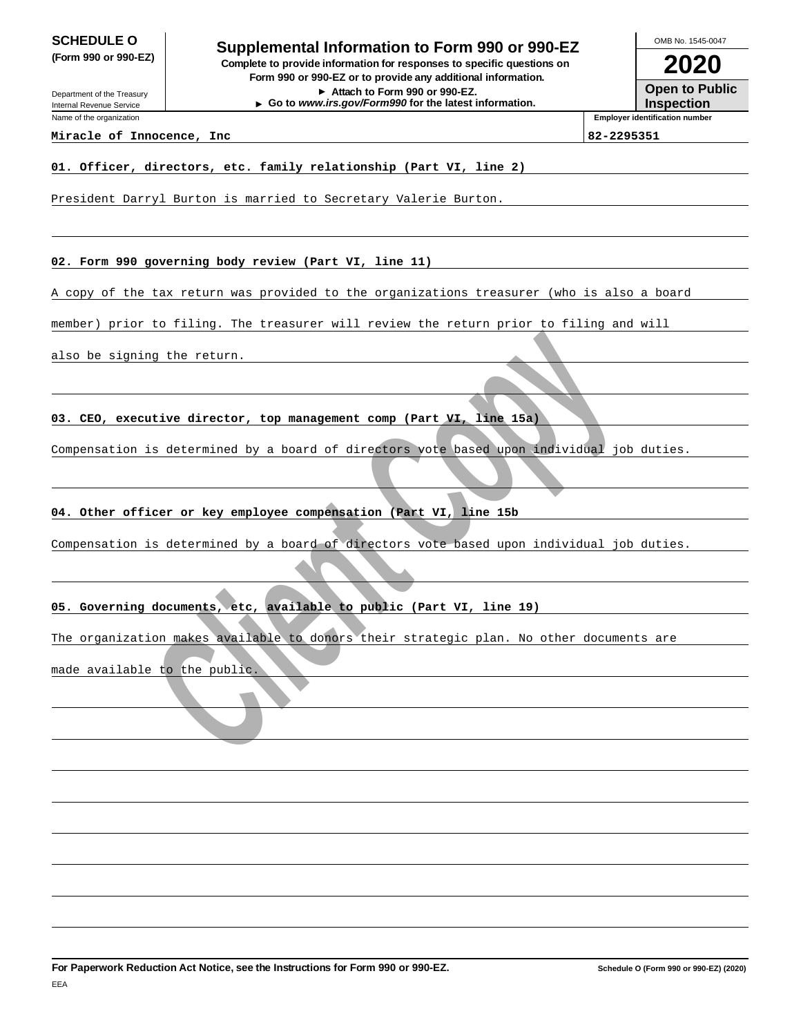**SCHEDULE O**
**(Form 990 or 990-EZ)**

Department of the Treasury
Internal Revenue Service

# Supplemental Information to Form 990 or 990-EZ

**Complete to provide information for responses to specific questions on Form 990 or 990-EZ or to provide any additional information.**
**► Attach to Form 990 or 990-EZ.**
**► Go to *www.irs.gov/Form990* for the latest information.**

OMB No. 1545-0047

**2020**

**Open to Public Inspection**

| Name of the organization | Employer identification number |
|---|---|
| Miracle of Innocence, Inc | 82-2295351 |

**01. Officer, directors, etc. family relationship (Part VI, line 2)**

President Darryl Burton is married to Secretary Valerie Burton.

**02. Form 990 governing body review (Part VI, line 11)**

A copy of the tax return was provided to the organizations treasurer (who is also a board member) prior to filing. The treasurer will review the return prior to filing and will also be signing the return.

**03. CEO, executive director, top management comp (Part VI, line 15a)**

Compensation is determined by a board of directors vote based upon individual job duties.

**04. Other officer or key employee compensation (Part VI, line 15b**

Compensation is determined by a board of directors vote based upon individual job duties.

**05. Governing documents, etc, available to public (Part VI, line 19)**

The organization makes available to donors their strategic plan. No other documents are made available to the public.

Client Copy

**For Paperwork Reduction Act Notice, see the Instructions for Form 990 or 990-EZ.** Schedule O (Form 990 or 990-EZ) (2020)

EEA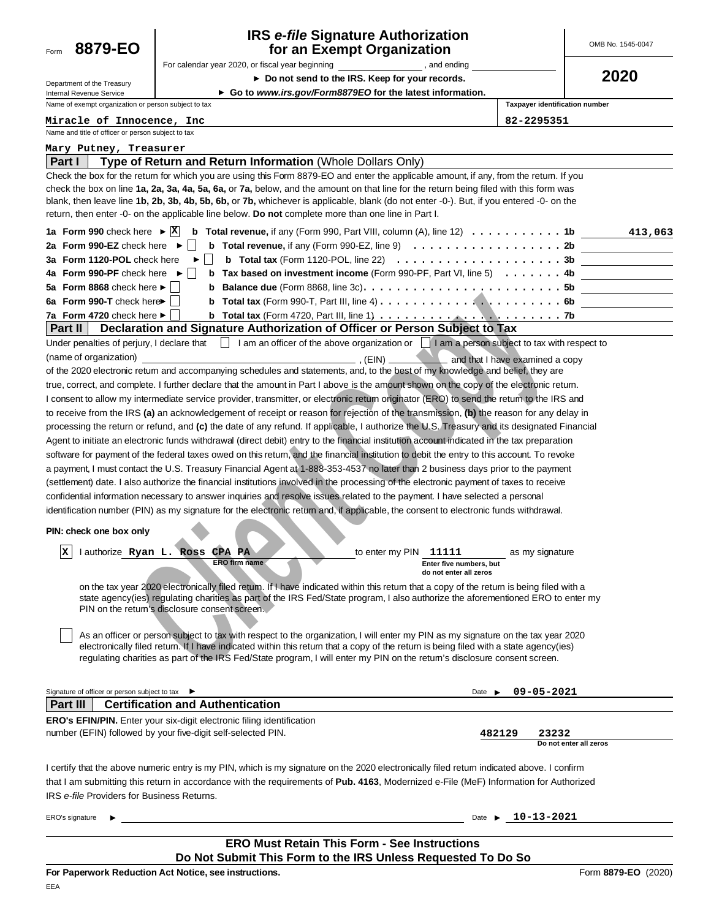Form **8879-EO**

Department of the Treasury
Internal Revenue Service

# IRS *e-file* Signature Authorization for an Exempt Organization

For calendar year 2020, or fiscal year beginning ________, and ending ________

► **Do not send to the IRS. Keep for your records.**

► **Go to *www.irs.gov/Form8879EO* for the latest information.**

OMB No. 1545-0047

**2020**

Name of exempt organization or person subject to tax: **Miracle of Innocence, Inc**

Taxpayer identification number: **82-2295351**

Name and title of officer or person subject to tax: **Mary Putney, Treasurer**

## Part I — Type of Return and Return Information (Whole Dollars Only)

Check the box for the return for which you are using this Form 8879-EO and enter the applicable amount, if any, from the return. If you check the box on line **1a, 2a, 3a, 4a, 5a, 6a,** or **7a,** below, and the amount on that line for the return being filed with this form was blank, then leave line **1b, 2b, 3b, 4b, 5b, 6b,** or **7b,** whichever is applicable, blank (do not enter -0-). But, if you entered -0- on the return, then enter -0- on the applicable line below. **Do not** complete more than one line in Part I.

| | | | |
|---|---|---|---|
| **1a Form 990** check here ► [X] | **b Total revenue,** if any (Form 990, Part VIII, column (A), line 12) | 1b | 413,063 |
| **2a Form 990-EZ** check here ► [ ] | **b Total revenue,** if any (Form 990-EZ, line 9) | 2b | |
| **3a Form 1120-POL** check here ► [ ] | **b Total tax** (Form 1120-POL, line 22) | 3b | |
| **4a Form 990-PF** check here ► [ ] | **b Tax based on investment income** (Form 990-PF, Part VI, line 5) | 4b | |
| **5a Form 8868** check here ► [ ] | **b Balance due** (Form 8868, line 3c) | 5b | |
| **6a Form 990-T** check here ► [ ] | **b Total tax** (Form 990-T, Part III, line 4) | 6b | |
| **7a Form 4720** check here ► [ ] | **b Total tax** (Form 4720, Part III, line 1) | 7b | |

## Part II — Declaration and Signature Authorization of Officer or Person Subject to Tax

Under penalties of perjury, I declare that [ ] I am an officer of the above organization or [ ] I am a person subject to tax with respect to (name of organization) ________________, (EIN) ________ and that I have examined a copy of the 2020 electronic return and accompanying schedules and statements, and, to the best of my knowledge and belief, they are true, correct, and complete. I further declare that the amount in Part I above is the amount shown on the copy of the electronic return. I consent to allow my intermediate service provider, transmitter, or electronic return originator (ERO) to send the return to the IRS and to receive from the IRS **(a)** an acknowledgement of receipt or reason for rejection of the transmission, **(b)** the reason for any delay in processing the return or refund, and **(c)** the date of any refund. If applicable, I authorize the U.S. Treasury and its designated Financial Agent to initiate an electronic funds withdrawal (direct debit) entry to the financial institution account indicated in the tax preparation software for payment of the federal taxes owed on this return, and the financial institution to debit the entry to this account. To revoke a payment, I must contact the U.S. Treasury Financial Agent at 1-888-353-4537 no later than 2 business days prior to the payment (settlement) date. I also authorize the financial institutions involved in the processing of the electronic payment of taxes to receive confidential information necessary to answer inquiries and resolve issues related to the payment. I have selected a personal identification number (PIN) as my signature for the electronic return and, if applicable, the consent to electronic funds withdrawal.

**PIN: check one box only**

[X] I authorize **Ryan L. Ross CPA PA** (ERO firm name) to enter my PIN **11111** (Enter five numbers, but do not enter all zeros) as my signature on the tax year 2020 electronically filed return. If I have indicated within this return that a copy of the return is being filed with a state agency(ies) regulating charities as part of the IRS Fed/State program, I also authorize the aforementioned ERO to enter my PIN on the return's disclosure consent screen.

[ ] As an officer or person subject to tax with respect to the organization, I will enter my PIN as my signature on the tax year 2020 electronically filed return. If I have indicated within this return that a copy of the return is being filed with a state agency(ies) regulating charities as part of the IRS Fed/State program, I will enter my PIN on the return's disclosure consent screen.

Signature of officer or person subject to tax ► ________________ Date ► **09-05-2021**

## Part III — Certification and Authentication

**ERO's EFIN/PIN.** Enter your six-digit electronic filing identification number (EFIN) followed by your five-digit self-selected PIN. **482129** **23232** (Do not enter all zeros)

I certify that the above numeric entry is my PIN, which is my signature on the 2020 electronically filed return indicated above. I confirm that I am submitting this return in accordance with the requirements of **Pub. 4163**, Modernized e-File (MeF) Information for Authorized IRS *e-file* Providers for Business Returns.

ERO's signature ► ________________ Date ► **10-13-2021**

**ERO Must Retain This Form - See Instructions**
**Do Not Submit This Form to the IRS Unless Requested To Do So**

**For Paperwork Reduction Act Notice, see instructions.** Form **8879-EO** (2020)

EEA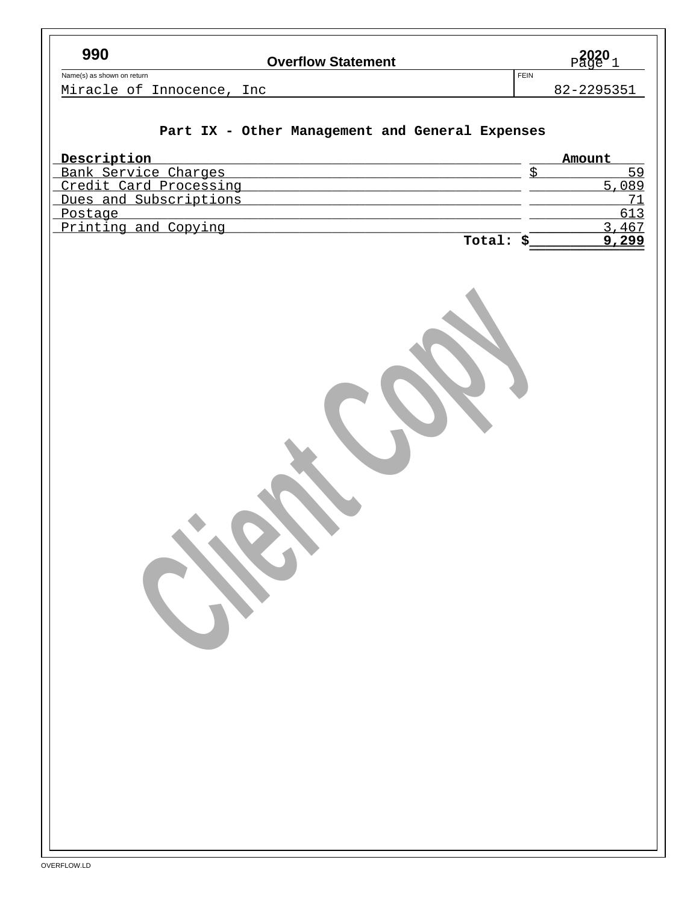**990** **Overflow Statement** **2020**

Name(s) as shown on return: Miracle of Innocence, Inc

FEIN: 82-2295351

## Part IX - Other Management and General Expenses

| Description | Amount |
| --- | --- |
| Bank Service Charges | $ 59 |
| Credit Card Processing | 5,089 |
| Dues and Subscriptions | 71 |
| Postage | 613 |
| Printing and Copying | 3,467 |
| **Total:** | **$ 9,299** |

Client Copy

OVERFLOW.LD